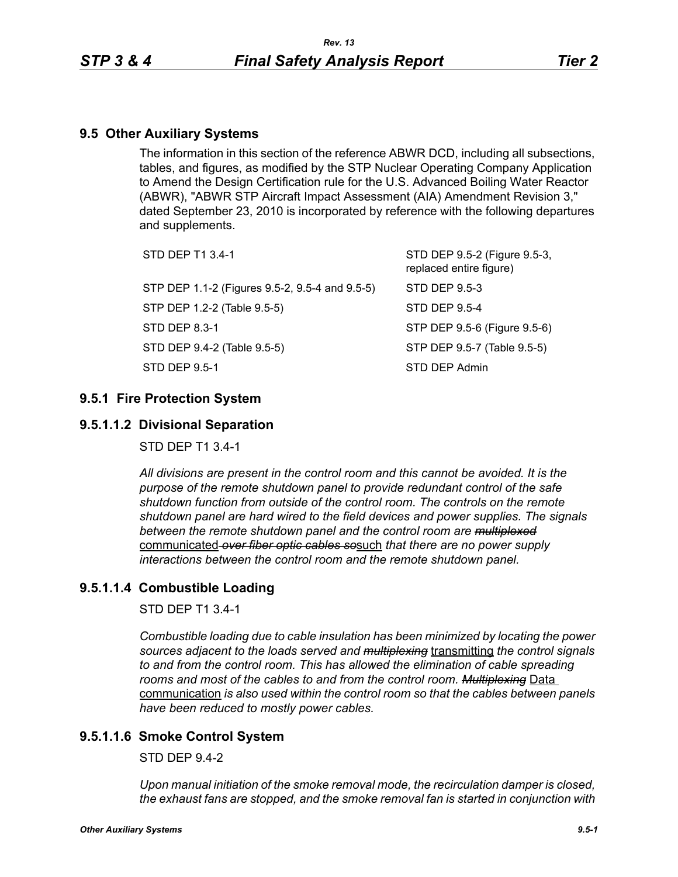## 9.5 Other Auxiliary Systems

The information in this section of the reference ABWR DCD, including all subsections, tables, and figures, as modified by the STP Nuclear Operating Company Application to Amend the Design Certification rule for the U.S. Advanced Boiling Water Reactor (ABWR), "ABWR STP Aircraft Impact Assessment (AIA) Amendment Revision 3," dated September 23, 2010 is incorporated by reference with the following departures and supplements.

| | |
|---|---|
| STD DEP T1 3.4-1 | STD DEP 9.5-2 (Figure 9.5-3, replaced entire figure) |
| STP DEP 1.1-2 (Figures 9.5-2, 9.5-4 and 9.5-5) | STD DEP 9.5-3 |
| STP DEP 1.2-2 (Table 9.5-5) | STD DEP 9.5-4 |
| STD DEP 8.3-1 | STP DEP 9.5-6 (Figure 9.5-6) |
| STD DEP 9.4-2 (Table 9.5-5) | STP DEP 9.5-7 (Table 9.5-5) |
| STD DEP 9.5-1 | STD DEP Admin |

### 9.5.1 Fire Protection System

### 9.5.1.1.2 Divisional Separation

STD DEP T1 3.4-1

*All divisions are present in the control room and this cannot be avoided. It is the purpose of the remote shutdown panel to provide redundant control of the safe shutdown function from outside of the control room. The controls on the remote shutdown panel are hard wired to the field devices and power supplies. The signals between the remote shutdown panel and the control room are* ~~*multiplexed*~~ communicated ~~*over fiber optic cables so*~~such *that there are no power supply interactions between the control room and the remote shutdown panel.*

### 9.5.1.1.4 Combustible Loading

STD DEP T1 3.4-1

*Combustible loading due to cable insulation has been minimized by locating the power sources adjacent to the loads served and* ~~*multiplexing*~~ transmitting *the control signals to and from the control room. This has allowed the elimination of cable spreading rooms and most of the cables to and from the control room.* ~~*Multiplexing*~~ Data communication *is also used within the control room so that the cables between panels have been reduced to mostly power cables.*

### 9.5.1.1.6 Smoke Control System

STD DEP 9.4-2

*Upon manual initiation of the smoke removal mode, the recirculation damper is closed, the exhaust fans are stopped, and the smoke removal fan is started in conjunction with*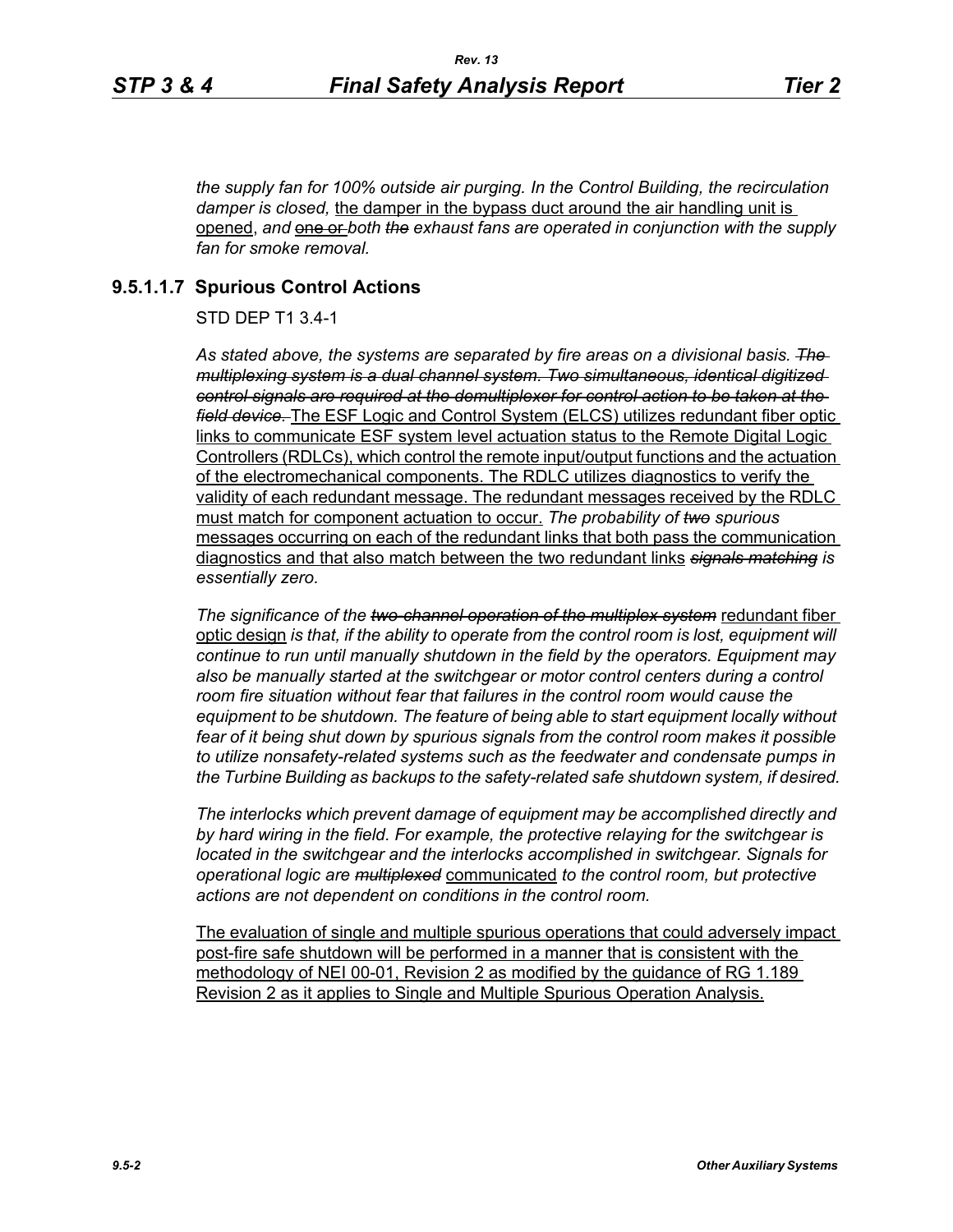*the supply fan for 100% outside air purging. In the Control Building, the recirculation damper is closed,* the damper in the bypass duct around the air handling unit is opened, *and* ~~one or~~ *both* ~~*the*~~ *exhaust fans are operated in conjunction with the supply fan for smoke removal.*

### 9.5.1.1.7 Spurious Control Actions

STD DEP T1 3.4-1

*As stated above, the systems are separated by fire areas on a divisional basis.* ~~*The multiplexing system is a dual channel system. Two simultaneous, identical digitized control signals are required at the demultiplexer for control action to be taken at the field device.*~~ The ESF Logic and Control System (ELCS) utilizes redundant fiber optic links to communicate ESF system level actuation status to the Remote Digital Logic Controllers (RDLCs), which control the remote input/output functions and the actuation of the electromechanical components. The RDLC utilizes diagnostics to verify the validity of each redundant message. The redundant messages received by the RDLC must match for component actuation to occur. *The probability of* ~~*two*~~ *spurious* messages occurring on each of the redundant links that both pass the communication diagnostics and that also match between the two redundant links ~~*signals matching*~~ *is essentially zero.*

*The significance of the* ~~*two-channel operation of the multiplex system*~~ redundant fiber optic design *is that, if the ability to operate from the control room is lost, equipment will continue to run until manually shutdown in the field by the operators. Equipment may also be manually started at the switchgear or motor control centers during a control room fire situation without fear that failures in the control room would cause the equipment to be shutdown. The feature of being able to start equipment locally without fear of it being shut down by spurious signals from the control room makes it possible to utilize nonsafety-related systems such as the feedwater and condensate pumps in the Turbine Building as backups to the safety-related safe shutdown system, if desired.*

*The interlocks which prevent damage of equipment may be accomplished directly and by hard wiring in the field. For example, the protective relaying for the switchgear is located in the switchgear and the interlocks accomplished in switchgear. Signals for operational logic are* ~~*multiplexed*~~ communicated *to the control room, but protective actions are not dependent on conditions in the control room.*

The evaluation of single and multiple spurious operations that could adversely impact post-fire safe shutdown will be performed in a manner that is consistent with the methodology of NEI 00-01, Revision 2 as modified by the guidance of RG 1.189 Revision 2 as it applies to Single and Multiple Spurious Operation Analysis.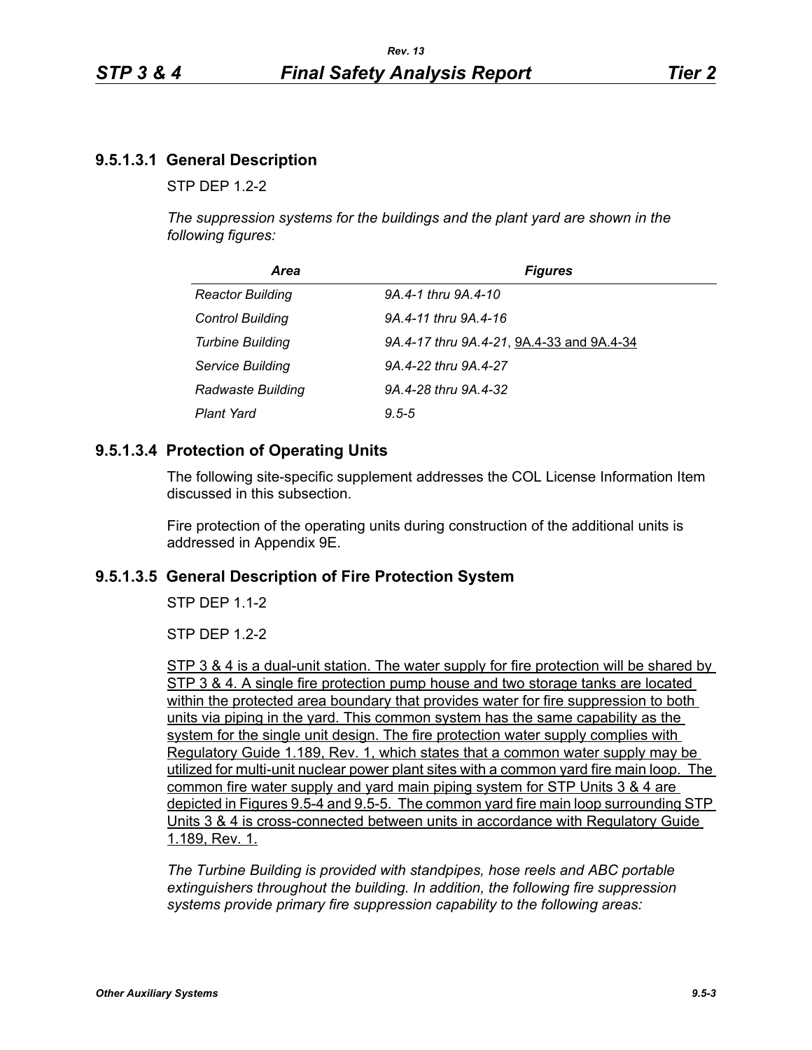### 9.5.1.3.1 General Description

STP DEP 1.2-2

*The suppression systems for the buildings and the plant yard are shown in the following figures:*

| *Area* | *Figures* |
|---|---|
| *Reactor Building* | *9A.4-1 thru 9A.4-10* |
| *Control Building* | *9A.4-11 thru 9A.4-16* |
| *Turbine Building* | *9A.4-17 thru 9A.4-21*, 9A.4-33 and 9A.4-34 |
| *Service Building* | *9A.4-22 thru 9A.4-27* |
| *Radwaste Building* | *9A.4-28 thru 9A.4-32* |
| *Plant Yard* | *9.5-5* |

### 9.5.1.3.4 Protection of Operating Units

The following site-specific supplement addresses the COL License Information Item discussed in this subsection.

Fire protection of the operating units during construction of the additional units is addressed in Appendix 9E.

### 9.5.1.3.5 General Description of Fire Protection System

STP DEP 1.1-2

STP DEP 1.2-2

STP 3 & 4 is a dual-unit station. The water supply for fire protection will be shared by STP 3 & 4. A single fire protection pump house and two storage tanks are located within the protected area boundary that provides water for fire suppression to both units via piping in the yard. This common system has the same capability as the system for the single unit design. The fire protection water supply complies with Regulatory Guide 1.189, Rev. 1, which states that a common water supply may be utilized for multi-unit nuclear power plant sites with a common yard fire main loop. The common fire water supply and yard main piping system for STP Units 3 & 4 are depicted in Figures 9.5-4 and 9.5-5. The common yard fire main loop surrounding STP Units 3 & 4 is cross-connected between units in accordance with Regulatory Guide 1.189, Rev. 1.

*The Turbine Building is provided with standpipes, hose reels and ABC portable extinguishers throughout the building. In addition, the following fire suppression systems provide primary fire suppression capability to the following areas:*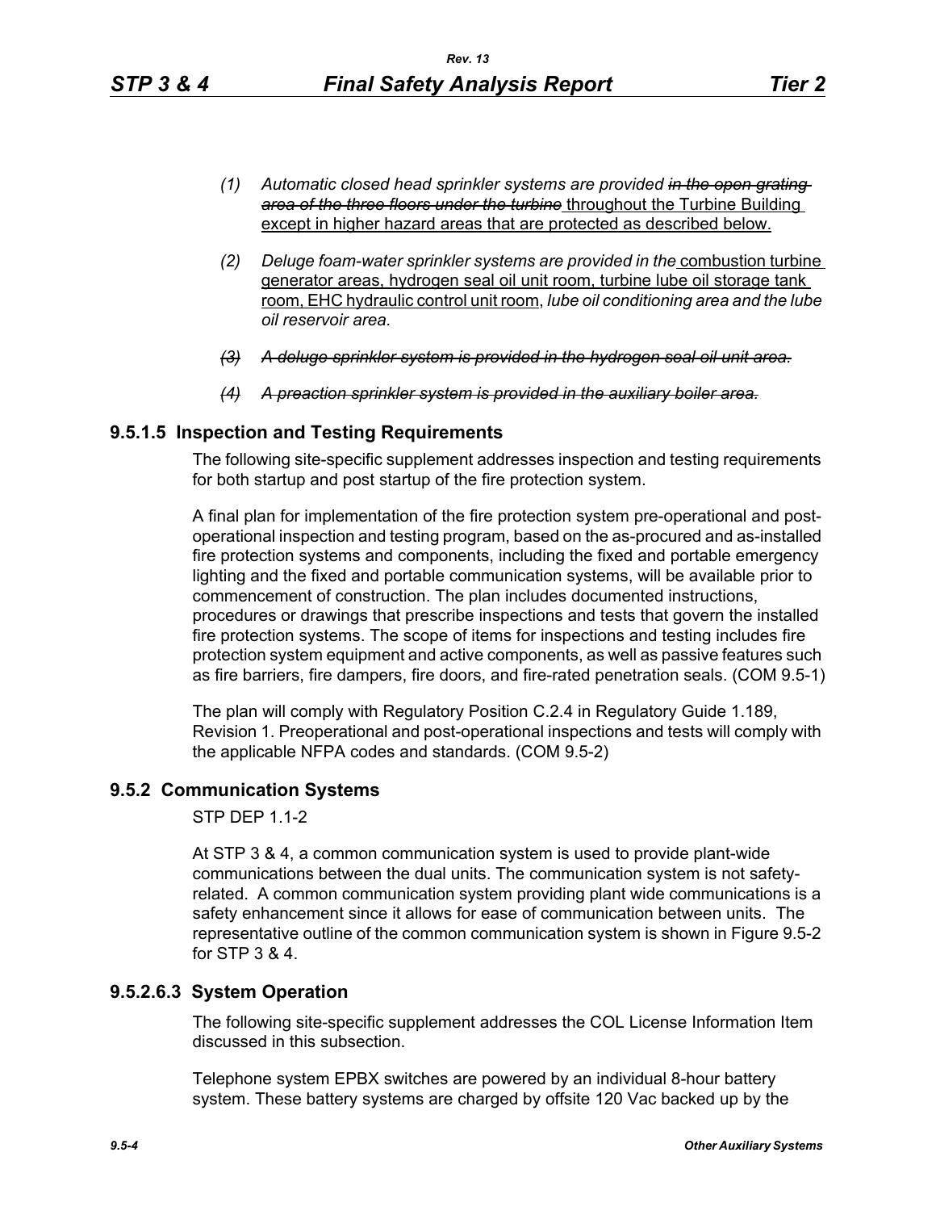- *(1) Automatic closed head sprinkler systems are provided ~~in the open grating area of the three floors under the turbine~~* <u>throughout the Turbine Building except in higher hazard areas that are protected as described below.</u>

- *(2) Deluge foam-water sprinkler systems are provided in the* <u>combustion turbine generator areas, hydrogen seal oil unit room, turbine lube oil storage tank room, EHC hydraulic control unit room</u>, *lube oil conditioning area and the lube oil reservoir area.*

- *~~(3) A deluge sprinkler system is provided in the hydrogen seal oil unit area.~~*

- *~~(4) A preaction sprinkler system is provided in the auxiliary boiler area.~~*

### 9.5.1.5 Inspection and Testing Requirements

The following site-specific supplement addresses inspection and testing requirements for both startup and post startup of the fire protection system.

A final plan for implementation of the fire protection system pre-operational and post-operational inspection and testing program, based on the as-procured and as-installed fire protection systems and components, including the fixed and portable emergency lighting and the fixed and portable communication systems, will be available prior to commencement of construction. The plan includes documented instructions, procedures or drawings that prescribe inspections and tests that govern the installed fire protection systems. The scope of items for inspections and testing includes fire protection system equipment and active components, as well as passive features such as fire barriers, fire dampers, fire doors, and fire-rated penetration seals. (COM 9.5-1)

The plan will comply with Regulatory Position C.2.4 in Regulatory Guide 1.189, Revision 1. Preoperational and post-operational inspections and tests will comply with the applicable NFPA codes and standards. (COM 9.5-2)

## 9.5.2 Communication Systems

STP DEP 1.1-2

At STP 3 & 4, a common communication system is used to provide plant-wide communications between the dual units. The communication system is not safety-related. A common communication system providing plant wide communications is a safety enhancement since it allows for ease of communication between units. The representative outline of the common communication system is shown in Figure 9.5-2 for STP 3 & 4.

### 9.5.2.6.3 System Operation

The following site-specific supplement addresses the COL License Information Item discussed in this subsection.

Telephone system EPBX switches are powered by an individual 8-hour battery system. These battery systems are charged by offsite 120 Vac backed up by the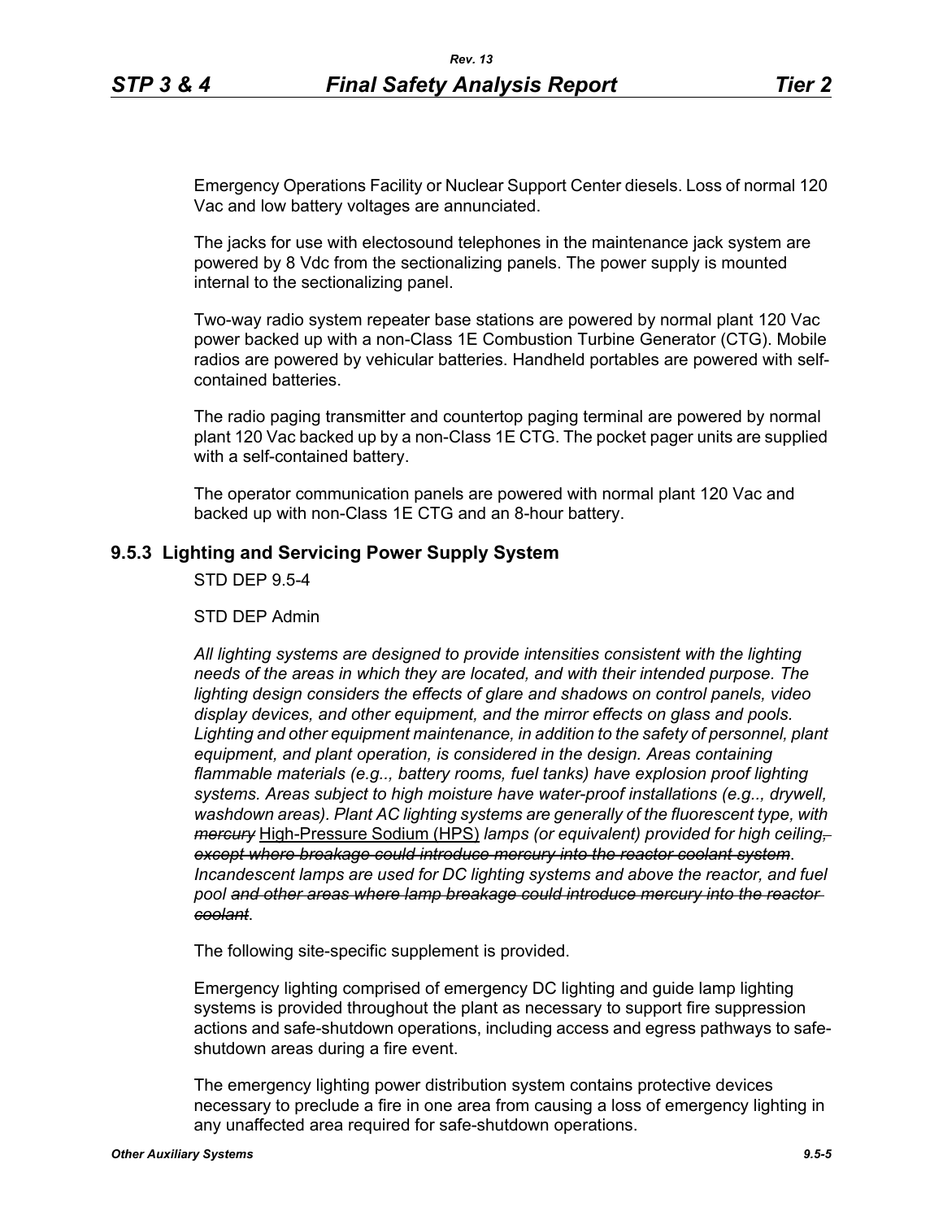Emergency Operations Facility or Nuclear Support Center diesels. Loss of normal 120 Vac and low battery voltages are annunciated.

The jacks for use with electosound telephones in the maintenance jack system are powered by 8 Vdc from the sectionalizing panels. The power supply is mounted internal to the sectionalizing panel.

Two-way radio system repeater base stations are powered by normal plant 120 Vac power backed up with a non-Class 1E Combustion Turbine Generator (CTG). Mobile radios are powered by vehicular batteries. Handheld portables are powered with self-contained batteries.

The radio paging transmitter and countertop paging terminal are powered by normal plant 120 Vac backed up by a non-Class 1E CTG. The pocket pager units are supplied with a self-contained battery.

The operator communication panels are powered with normal plant 120 Vac and backed up with non-Class 1E CTG and an 8-hour battery.

## 9.5.3 Lighting and Servicing Power Supply System

STD DEP 9.5-4

STD DEP Admin

*All lighting systems are designed to provide intensities consistent with the lighting needs of the areas in which they are located, and with their intended purpose. The lighting design considers the effects of glare and shadows on control panels, video display devices, and other equipment, and the mirror effects on glass and pools. Lighting and other equipment maintenance, in addition to the safety of personnel, plant equipment, and plant operation, is considered in the design. Areas containing flammable materials (e.g.., battery rooms, fuel tanks) have explosion proof lighting systems. Areas subject to high moisture have water-proof installations (e.g.., drywell, washdown areas). Plant AC lighting systems are generally of the fluorescent type, with ~~mercury~~* <u>High-Pressure Sodium (HPS)</u> *lamps (or equivalent) provided for high ceiling~~, except where breakage could introduce mercury into the reactor coolant system~~. Incandescent lamps are used for DC lighting systems and above the reactor, and fuel pool ~~and other areas where lamp breakage could introduce mercury into the reactor coolant~~.*

The following site-specific supplement is provided.

Emergency lighting comprised of emergency DC lighting and guide lamp lighting systems is provided throughout the plant as necessary to support fire suppression actions and safe-shutdown operations, including access and egress pathways to safe-shutdown areas during a fire event.

The emergency lighting power distribution system contains protective devices necessary to preclude a fire in one area from causing a loss of emergency lighting in any unaffected area required for safe-shutdown operations.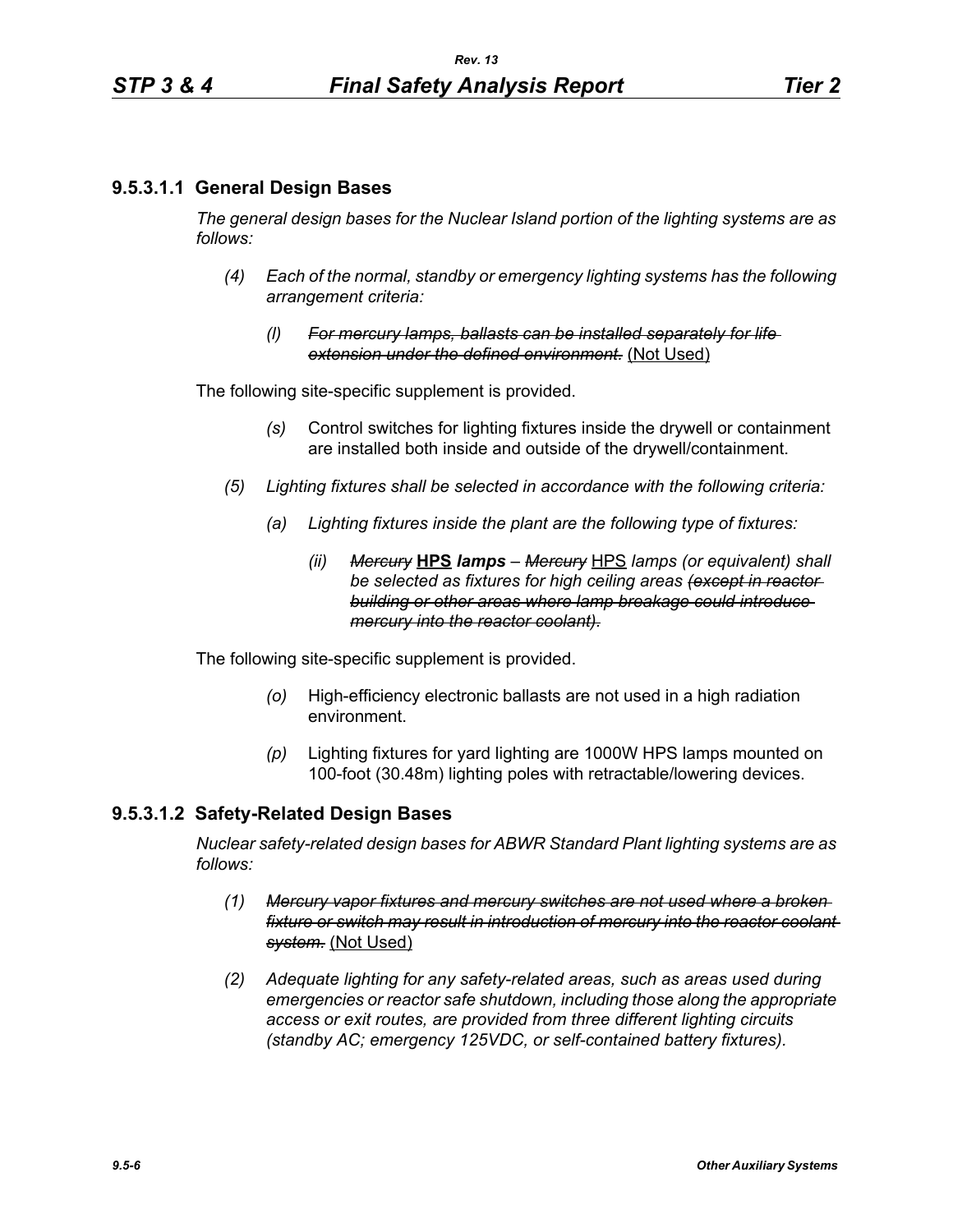### 9.5.3.1.1 General Design Bases

*The general design bases for the Nuclear Island portion of the lighting systems are as follows:*

*(4) Each of the normal, standby or emergency lighting systems has the following arrangement criteria:*

*(l) ~~For mercury lamps, ballasts can be installed separately for life extension under the defined environment.~~* (Not Used)

The following site-specific supplement is provided.

*(s)* Control switches for lighting fixtures inside the drywell or containment are installed both inside and outside of the drywell/containment.

*(5) Lighting fixtures shall be selected in accordance with the following criteria:*

*(a) Lighting fixtures inside the plant are the following type of fixtures:*

*(ii) ~~Mercury~~* ***HPS lamps*** *– ~~Mercury~~* HPS *lamps (or equivalent) shall be selected as fixtures for high ceiling areas ~~(except in reactor building or other areas where lamp breakage could introduce mercury into the reactor coolant).~~*

The following site-specific supplement is provided.

*(o)* High-efficiency electronic ballasts are not used in a high radiation environment.

*(p)* Lighting fixtures for yard lighting are 1000W HPS lamps mounted on 100-foot (30.48m) lighting poles with retractable/lowering devices.

### 9.5.3.1.2 Safety-Related Design Bases

*Nuclear safety-related design bases for ABWR Standard Plant lighting systems are as follows:*

*(1) ~~Mercury vapor fixtures and mercury switches are not used where a broken fixture or switch may result in introduction of mercury into the reactor coolant system.~~* (Not Used)

*(2) Adequate lighting for any safety-related areas, such as areas used during emergencies or reactor safe shutdown, including those along the appropriate access or exit routes, are provided from three different lighting circuits (standby AC; emergency 125VDC, or self-contained battery fixtures).*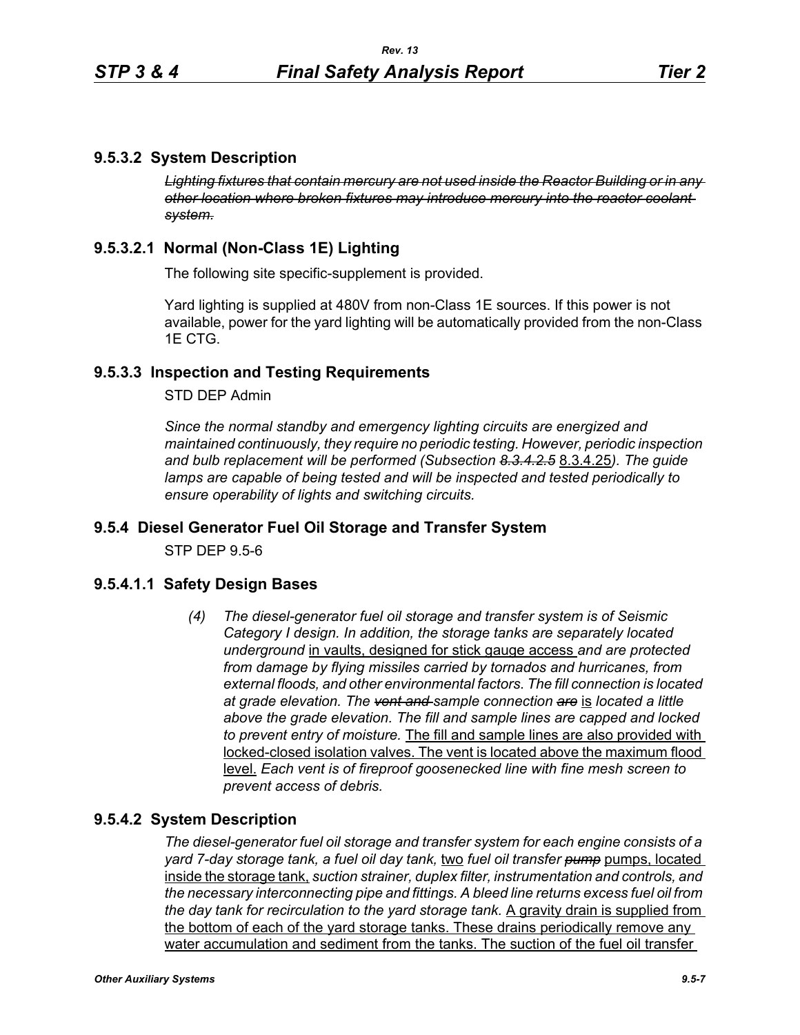## 9.5.3.2 System Description

*~~Lighting fixtures that contain mercury are not used inside the Reactor Building or in any other location where broken fixtures may introduce mercury into the reactor coolant system.~~*

### 9.5.3.2.1 Normal (Non-Class 1E) Lighting

The following site specific-supplement is provided.

Yard lighting is supplied at 480V from non-Class 1E sources. If this power is not available, power for the yard lighting will be automatically provided from the non-Class 1E CTG.

## 9.5.3.3 Inspection and Testing Requirements

STD DEP Admin

*Since the normal standby and emergency lighting circuits are energized and maintained continuously, they require no periodic testing. However, periodic inspection and bulb replacement will be performed (Subsection ~~8.3.4.2.5~~* <u>8.3.4.25</u>*). The guide lamps are capable of being tested and will be inspected and tested periodically to ensure operability of lights and switching circuits.*

## 9.5.4 Diesel Generator Fuel Oil Storage and Transfer System

STP DEP 9.5-6

### 9.5.4.1.1 Safety Design Bases

*(4) The diesel-generator fuel oil storage and transfer system is of Seismic Category I design. In addition, the storage tanks are separately located underground* <u>in vaults, designed for stick gauge access</u> *and are protected from damage by flying missiles carried by tornados and hurricanes, from external floods, and other environmental factors. The fill connection is located at grade elevation. The ~~vent and~~ sample connection ~~are~~* <u>is</u> *located a little above the grade elevation. The fill and sample lines are capped and locked to prevent entry of moisture.* <u>The fill and sample lines are also provided with locked-closed isolation valves. The vent is located above the maximum flood level.</u> *Each vent is of fireproof goosenecked line with fine mesh screen to prevent access of debris.*

## 9.5.4.2 System Description

*The diesel-generator fuel oil storage and transfer system for each engine consists of a yard 7-day storage tank, a fuel oil day tank,* <u>two</u> *fuel oil transfer ~~pump~~* <u>pumps, located inside the storage tank,</u> *suction strainer, duplex filter, instrumentation and controls, and the necessary interconnecting pipe and fittings. A bleed line returns excess fuel oil from the day tank for recirculation to the yard storage tank.* <u>A gravity drain is supplied from the bottom of each of the yard storage tanks. These drains periodically remove any water accumulation and sediment from the tanks. The suction of the fuel oil transfer</u>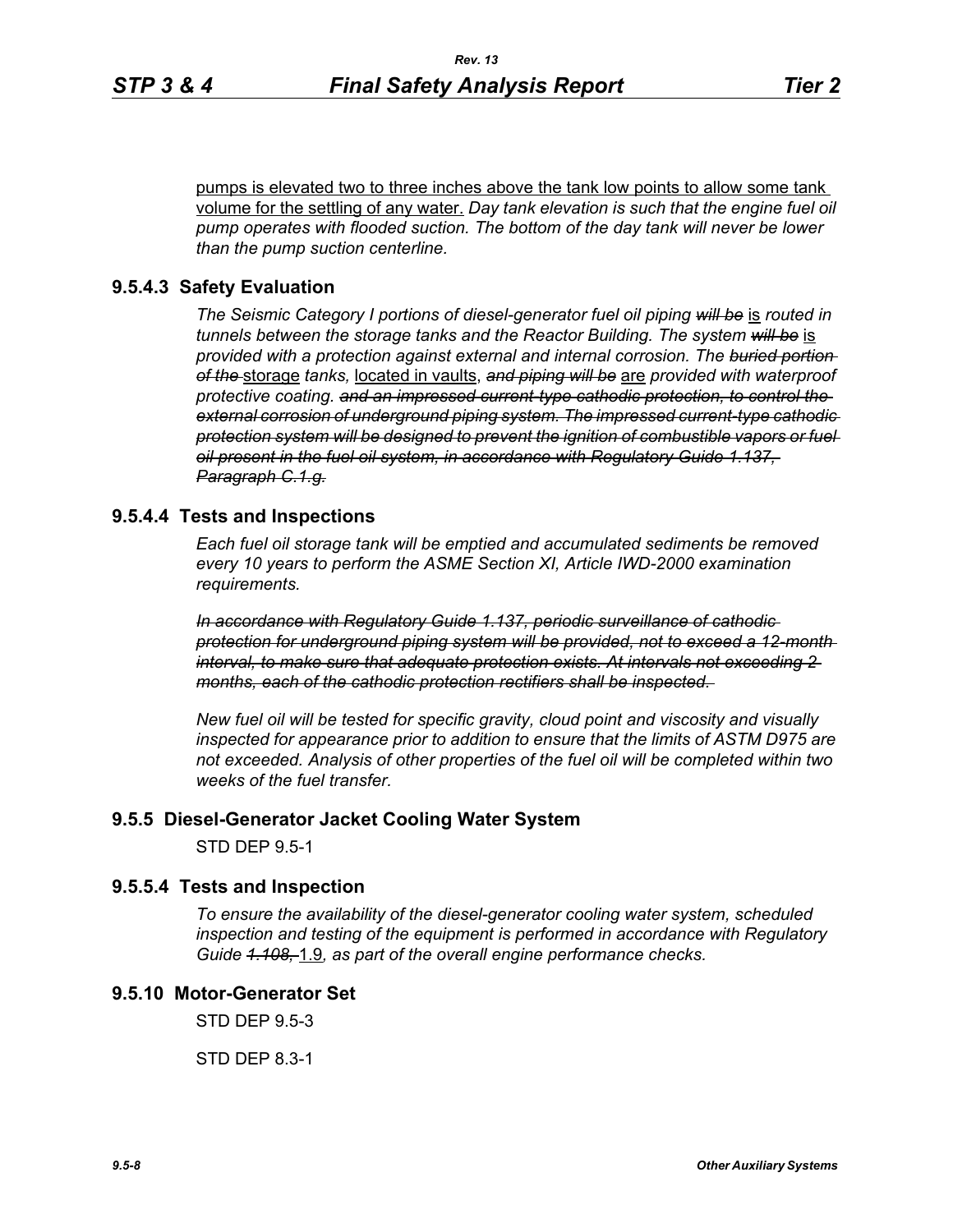pumps is elevated two to three inches above the tank low points to allow some tank volume for the settling of any water. *Day tank elevation is such that the engine fuel oil pump operates with flooded suction. The bottom of the day tank will never be lower than the pump suction centerline.*

## 9.5.4.3 Safety Evaluation

*The Seismic Category I portions of diesel-generator fuel oil piping ~~will be~~* is *routed in tunnels between the storage tanks and the Reactor Building. The system ~~will be~~* is *provided with a protection against external and internal corrosion. The ~~buried portion of the~~* storage *tanks,* located in vaults, *~~and piping will be~~* are *provided with waterproof protective coating. ~~and an impressed current-type cathodic protection, to control the external corrosion of underground piping system. The impressed current-type cathodic protection system will be designed to prevent the ignition of combustible vapors or fuel oil present in the fuel oil system, in accordance with Regulatory Guide 1.137, Paragraph C.1.g.~~*

## 9.5.4.4 Tests and Inspections

*Each fuel oil storage tank will be emptied and accumulated sediments be removed every 10 years to perform the ASME Section XI, Article IWD-2000 examination requirements.*

*~~In accordance with Regulatory Guide 1.137, periodic surveillance of cathodic protection for underground piping system will be provided, not to exceed a 12-month interval, to make sure that adequate protection exists. At intervals not exceeding 2 months, each of the cathodic protection rectifiers shall be inspected.~~*

*New fuel oil will be tested for specific gravity, cloud point and viscosity and visually inspected for appearance prior to addition to ensure that the limits of ASTM D975 are not exceeded. Analysis of other properties of the fuel oil will be completed within two weeks of the fuel transfer.*

## 9.5.5 Diesel-Generator Jacket Cooling Water System

STD DEP 9.5-1

## 9.5.5.4 Tests and Inspection

*To ensure the availability of the diesel-generator cooling water system, scheduled inspection and testing of the equipment is performed in accordance with Regulatory Guide ~~1.108,~~* 1.9*, as part of the overall engine performance checks.*

## 9.5.10 Motor-Generator Set

STD DEP 9.5-3

STD DEP 8.3-1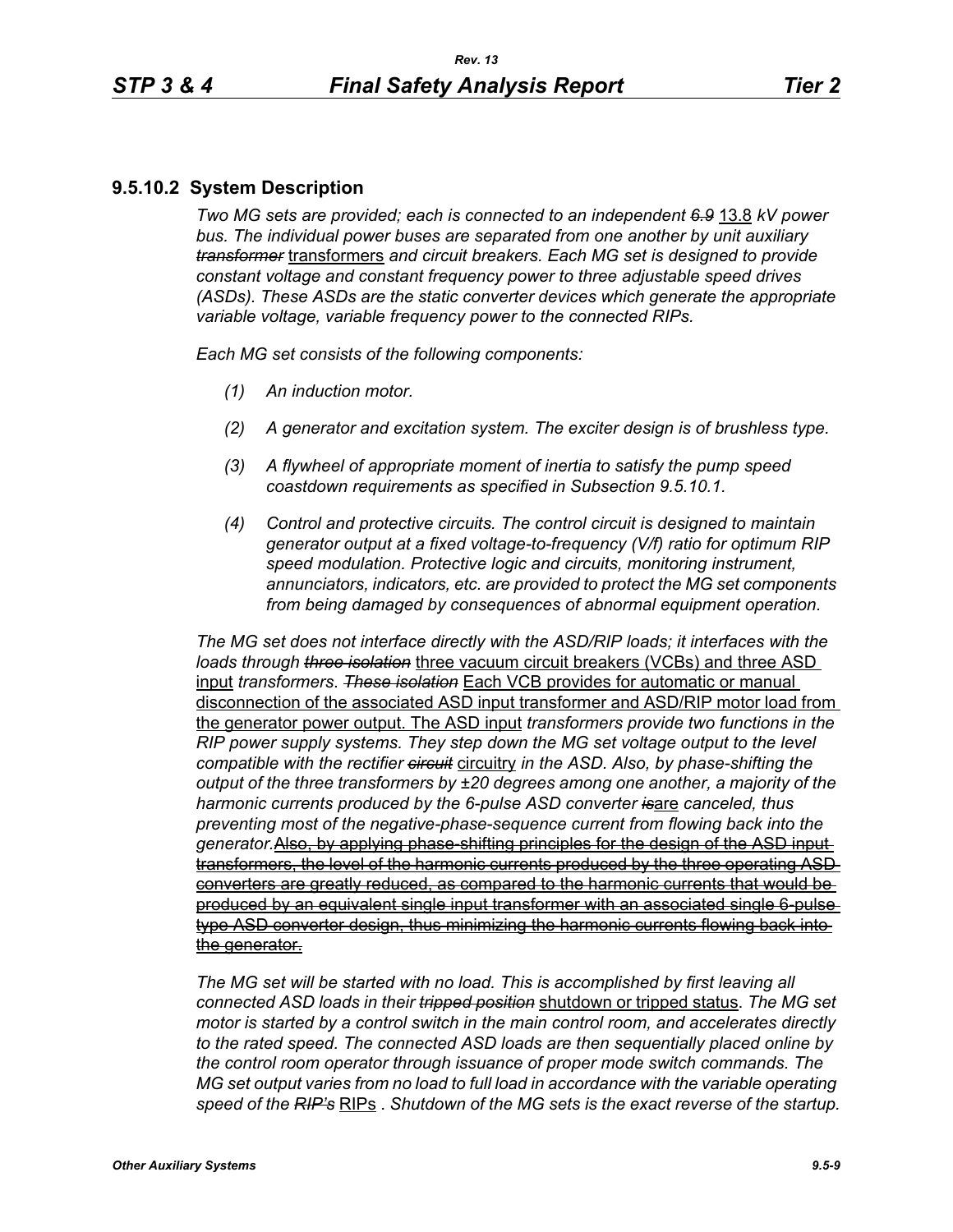### 9.5.10.2 System Description

*Two MG sets are provided; each is connected to an independent* ~~*6.9*~~ 13.8 *kV power bus. The individual power buses are separated from one another by unit auxiliary* ~~*transformer*~~ transformers *and circuit breakers. Each MG set is designed to provide constant voltage and constant frequency power to three adjustable speed drives (ASDs). These ASDs are the static converter devices which generate the appropriate variable voltage, variable frequency power to the connected RIPs.*

*Each MG set consists of the following components:*

1. *An induction motor.*
2. *A generator and excitation system. The exciter design is of brushless type.*
3. *A flywheel of appropriate moment of inertia to satisfy the pump speed coastdown requirements as specified in Subsection 9.5.10.1.*
4. *Control and protective circuits. The control circuit is designed to maintain generator output at a fixed voltage-to-frequency (V/f) ratio for optimum RIP speed modulation. Protective logic and circuits, monitoring instrument, annunciators, indicators, etc. are provided to protect the MG set components from being damaged by consequences of abnormal equipment operation.*

*The MG set does not interface directly with the ASD/RIP loads; it interfaces with the loads through* ~~*three isolation*~~ three vacuum circuit breakers (VCBs) and three ASD input *transformers.* ~~*These isolation*~~ Each VCB provides for automatic or manual disconnection of the associated ASD input transformer and ASD/RIP motor load from the generator power output. The ASD input *transformers provide two functions in the RIP power supply systems. They step down the MG set voltage output to the level compatible with the rectifier* ~~*circuit*~~ circuitry *in the ASD. Also, by phase-shifting the output of the three transformers by ±20 degrees among one another, a majority of the harmonic currents produced by the 6-pulse ASD converter* ~~*is*~~are *canceled, thus preventing most of the negative-phase-sequence current from flowing back into the generator.*~~Also, by applying phase-shifting principles for the design of the ASD input transformers, the level of the harmonic currents produced by the three operating ASD converters are greatly reduced, as compared to the harmonic currents that would be produced by an equivalent single input transformer with an associated single 6-pulse type ASD converter design, thus minimizing the harmonic currents flowing back into the generator.~~

*The MG set will be started with no load. This is accomplished by first leaving all connected ASD loads in their* ~~*tripped position*~~ shutdown or tripped status. *The MG set motor is started by a control switch in the main control room, and accelerates directly to the rated speed. The connected ASD loads are then sequentially placed online by the control room operator through issuance of proper mode switch commands. The MG set output varies from no load to full load in accordance with the variable operating speed of the* ~~*RIP's*~~ RIPs . *Shutdown of the MG sets is the exact reverse of the startup.*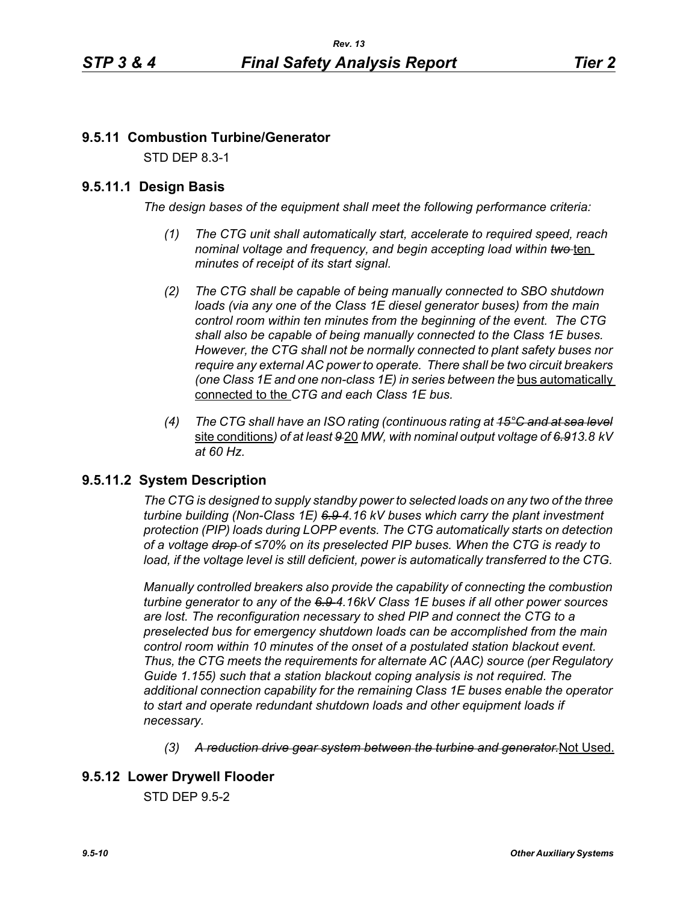## 9.5.11 Combustion Turbine/Generator

STD DEP 8.3-1

### 9.5.11.1 Design Basis

*The design bases of the equipment shall meet the following performance criteria:*

- *(1) The CTG unit shall automatically start, accelerate to required speed, reach nominal voltage and frequency, and begin accepting load within ~~two~~* <u>ten</u> *minutes of receipt of its start signal.*

- *(2) The CTG shall be capable of being manually connected to SBO shutdown loads (via any one of the Class 1E diesel generator buses) from the main control room within ten minutes from the beginning of the event. The CTG shall also be capable of being manually connected to the Class 1E buses. However, the CTG shall not be normally connected to plant safety buses nor require any external AC power to operate. There shall be two circuit breakers (one Class 1E and one non-class 1E) in series between the* <u>bus automatically connected to the</u> *CTG and each Class 1E bus.*

- *(4) The CTG shall have an ISO rating (continuous rating at ~~15°C and at sea level~~* <u>site conditions</u>*) of at least ~~9~~* <u>20</u> *MW, with nominal output voltage of ~~6.9~~13.8 kV at 60 Hz.*

### 9.5.11.2 System Description

*The CTG is designed to supply standby power to selected loads on any two of the three turbine building (Non-Class 1E) ~~6.9~~ 4.16 kV buses which carry the plant investment protection (PIP) loads during LOPP events. The CTG automatically starts on detection of a voltage ~~drop~~ of ≤70% on its preselected PIP buses. When the CTG is ready to load, if the voltage level is still deficient, power is automatically transferred to the CTG.*

*Manually controlled breakers also provide the capability of connecting the combustion turbine generator to any of the ~~6.9~~ 4.16kV Class 1E buses if all other power sources are lost. The reconfiguration necessary to shed PIP and connect the CTG to a preselected bus for emergency shutdown loads can be accomplished from the main control room within 10 minutes of the onset of a postulated station blackout event. Thus, the CTG meets the requirements for alternate AC (AAC) source (per Regulatory Guide 1.155) such that a station blackout coping analysis is not required. The additional connection capability for the remaining Class 1E buses enable the operator to start and operate redundant shutdown loads and other equipment loads if necessary.*

- *(3) ~~A reduction drive gear system between the turbine and generator.~~* <u>Not Used.</u>

## 9.5.12 Lower Drywell Flooder

STD DEP 9.5-2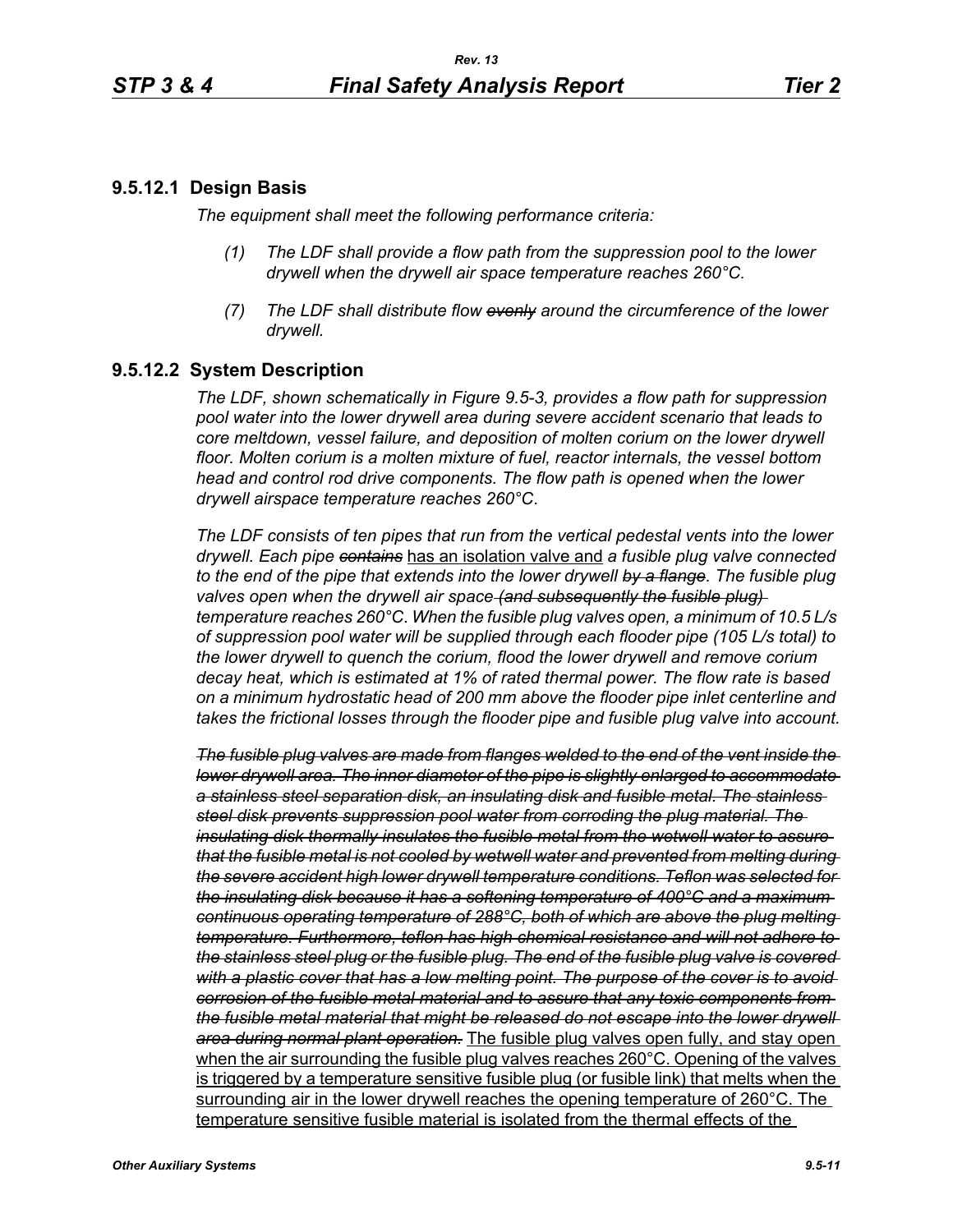### 9.5.12.1 Design Basis

*The equipment shall meet the following performance criteria:*

*(1) The LDF shall provide a flow path from the suppression pool to the lower drywell when the drywell air space temperature reaches 260°C.*

*(7) The LDF shall distribute flow ~~evenly~~ around the circumference of the lower drywell.*

### 9.5.12.2 System Description

*The LDF, shown schematically in Figure 9.5-3, provides a flow path for suppression pool water into the lower drywell area during severe accident scenario that leads to core meltdown, vessel failure, and deposition of molten corium on the lower drywell floor. Molten corium is a molten mixture of fuel, reactor internals, the vessel bottom head and control rod drive components. The flow path is opened when the lower drywell airspace temperature reaches 260°C*.

*The LDF consists of ten pipes that run from the vertical pedestal vents into the lower drywell. Each pipe ~~contains~~* <u>has an isolation valve and</u> *a fusible plug valve connected to the end of the pipe that extends into the lower drywell ~~by a flange~~. The fusible plug valves open when the drywell air space ~~(and subsequently the fusible plug)~~ temperature reaches 260°C. When the fusible plug valves open, a minimum of 10.5 L/s of suppression pool water will be supplied through each flooder pipe (105 L/s total) to the lower drywell to quench the corium, flood the lower drywell and remove corium decay heat, which is estimated at 1% of rated thermal power. The flow rate is based on a minimum hydrostatic head of 200 mm above the flooder pipe inlet centerline and takes the frictional losses through the flooder pipe and fusible plug valve into account.*

*~~The fusible plug valves are made from flanges welded to the end of the vent inside the lower drywell area. The inner diameter of the pipe is slightly enlarged to accommodate a stainless steel separation disk, an insulating disk and fusible metal. The stainless steel disk prevents suppression pool water from corroding the plug material. The insulating disk thermally insulates the fusible metal from the wetwell water to assure that the fusible metal is not cooled by wetwell water and prevented from melting during the severe accident high lower drywell temperature conditions. Teflon was selected for the insulating disk because it has a softening temperature of 400°C and a maximum continuous operating temperature of 288°C, both of which are above the plug melting temperature. Furthermore, teflon has high chemical resistance and will not adhere to the stainless steel plug or the fusible plug. The end of the fusible plug valve is covered with a plastic cover that has a low melting point. The purpose of the cover is to avoid corrosion of the fusible metal material and to assure that any toxic components from the fusible metal material that might be released do not escape into the lower drywell area during normal plant operation.~~* <u>The fusible plug valves open fully, and stay open when the air surrounding the fusible plug valves reaches 260°C. Opening of the valves is triggered by a temperature sensitive fusible plug (or fusible link) that melts when the surrounding air in the lower drywell reaches the opening temperature of 260°C. The temperature sensitive fusible material is isolated from the thermal effects of the</u>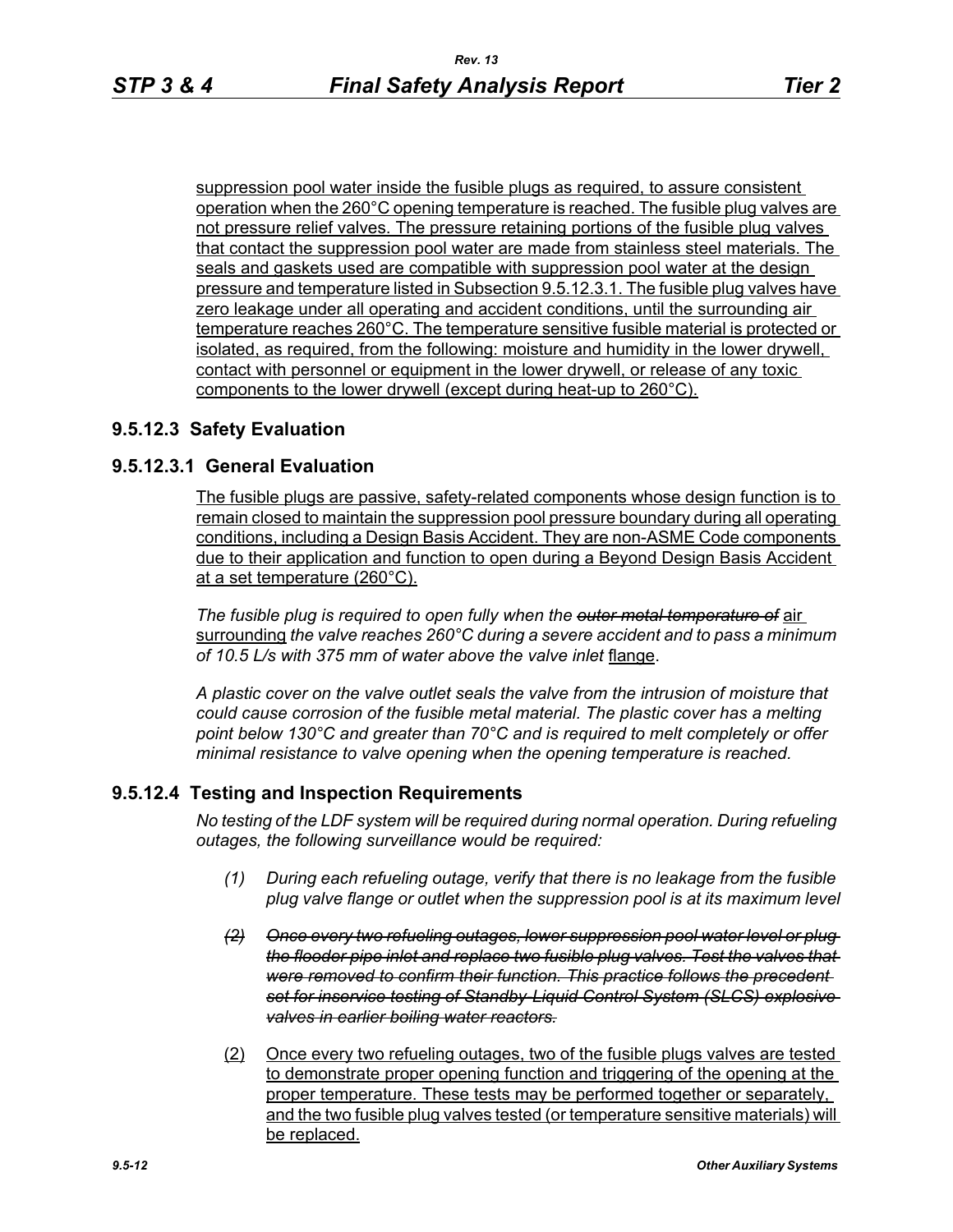suppression pool water inside the fusible plugs as required, to assure consistent operation when the 260°C opening temperature is reached. The fusible plug valves are not pressure relief valves. The pressure retaining portions of the fusible plug valves that contact the suppression pool water are made from stainless steel materials. The seals and gaskets used are compatible with suppression pool water at the design pressure and temperature listed in Subsection 9.5.12.3.1. The fusible plug valves have zero leakage under all operating and accident conditions, until the surrounding air temperature reaches 260°C. The temperature sensitive fusible material is protected or isolated, as required, from the following: moisture and humidity in the lower drywell, contact with personnel or equipment in the lower drywell, or release of any toxic components to the lower drywell (except during heat-up to 260°C).

## 9.5.12.3 Safety Evaluation

### 9.5.12.3.1 General Evaluation

The fusible plugs are passive, safety-related components whose design function is to remain closed to maintain the suppression pool pressure boundary during all operating conditions, including a Design Basis Accident. They are non-ASME Code components due to their application and function to open during a Beyond Design Basis Accident at a set temperature (260°C).

*The fusible plug is required to open fully when the ~~outer metal temperature of~~* air surrounding *the valve reaches 260°C during a severe accident and to pass a minimum of 10.5 L/s with 375 mm of water above the valve inlet* flange.

*A plastic cover on the valve outlet seals the valve from the intrusion of moisture that could cause corrosion of the fusible metal material. The plastic cover has a melting point below 130°C and greater than 70°C and is required to melt completely or offer minimal resistance to valve opening when the opening temperature is reached.*

## 9.5.12.4 Testing and Inspection Requirements

*No testing of the LDF system will be required during normal operation. During refueling outages, the following surveillance would be required:*

*(1) During each refueling outage, verify that there is no leakage from the fusible plug valve flange or outlet when the suppression pool is at its maximum level*

~~*(2) Once every two refueling outages, lower suppression pool water level or plug the flooder pipe inlet and replace two fusible plug valves. Test the valves that were removed to confirm their function. This practice follows the precedent set for inservice testing of Standby Liquid Control System (SLCS) explosive valves in earlier boiling water reactors.*~~

(2) Once every two refueling outages, two of the fusible plugs valves are tested to demonstrate proper opening function and triggering of the opening at the proper temperature. These tests may be performed together or separately, and the two fusible plug valves tested (or temperature sensitive materials) will be replaced.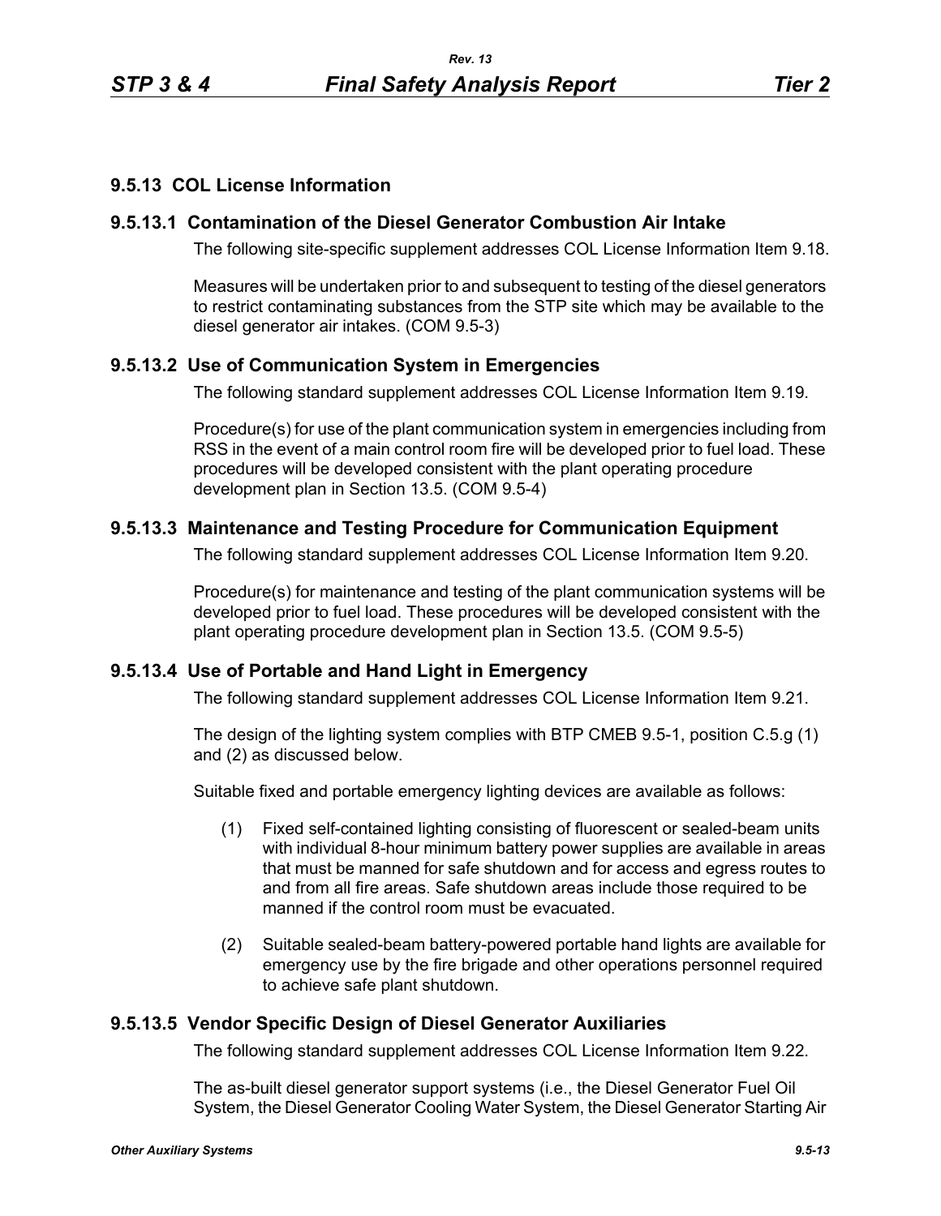## 9.5.13 COL License Information

### 9.5.13.1 Contamination of the Diesel Generator Combustion Air Intake

The following site-specific supplement addresses COL License Information Item 9.18.

Measures will be undertaken prior to and subsequent to testing of the diesel generators to restrict contaminating substances from the STP site which may be available to the diesel generator air intakes. (COM 9.5-3)

### 9.5.13.2 Use of Communication System in Emergencies

The following standard supplement addresses COL License Information Item 9.19.

Procedure(s) for use of the plant communication system in emergencies including from RSS in the event of a main control room fire will be developed prior to fuel load. These procedures will be developed consistent with the plant operating procedure development plan in Section 13.5. (COM 9.5-4)

### 9.5.13.3 Maintenance and Testing Procedure for Communication Equipment

The following standard supplement addresses COL License Information Item 9.20.

Procedure(s) for maintenance and testing of the plant communication systems will be developed prior to fuel load. These procedures will be developed consistent with the plant operating procedure development plan in Section 13.5. (COM 9.5-5)

### 9.5.13.4 Use of Portable and Hand Light in Emergency

The following standard supplement addresses COL License Information Item 9.21.

The design of the lighting system complies with BTP CMEB 9.5-1, position C.5.g (1) and (2) as discussed below.

Suitable fixed and portable emergency lighting devices are available as follows:

(1) Fixed self-contained lighting consisting of fluorescent or sealed-beam units with individual 8-hour minimum battery power supplies are available in areas that must be manned for safe shutdown and for access and egress routes to and from all fire areas. Safe shutdown areas include those required to be manned if the control room must be evacuated.

(2) Suitable sealed-beam battery-powered portable hand lights are available for emergency use by the fire brigade and other operations personnel required to achieve safe plant shutdown.

### 9.5.13.5 Vendor Specific Design of Diesel Generator Auxiliaries

The following standard supplement addresses COL License Information Item 9.22.

The as-built diesel generator support systems (i.e., the Diesel Generator Fuel Oil System, the Diesel Generator Cooling Water System, the Diesel Generator Starting Air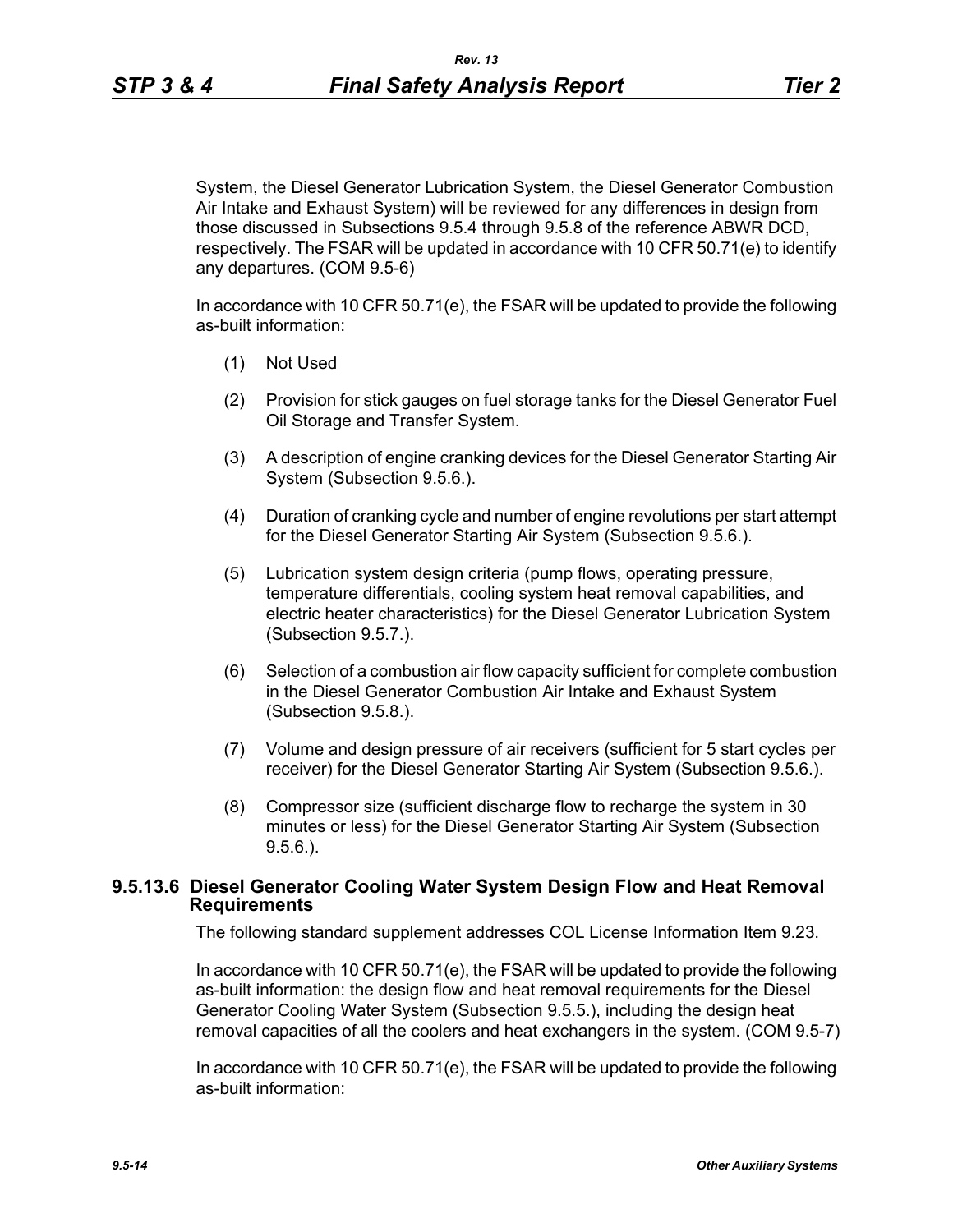System, the Diesel Generator Lubrication System, the Diesel Generator Combustion Air Intake and Exhaust System) will be reviewed for any differences in design from those discussed in Subsections 9.5.4 through 9.5.8 of the reference ABWR DCD, respectively. The FSAR will be updated in accordance with 10 CFR 50.71(e) to identify any departures. (COM 9.5-6)

In accordance with 10 CFR 50.71(e), the FSAR will be updated to provide the following as-built information:

(1) Not Used

(2) Provision for stick gauges on fuel storage tanks for the Diesel Generator Fuel Oil Storage and Transfer System.

(3) A description of engine cranking devices for the Diesel Generator Starting Air System (Subsection 9.5.6.).

(4) Duration of cranking cycle and number of engine revolutions per start attempt for the Diesel Generator Starting Air System (Subsection 9.5.6.).

(5) Lubrication system design criteria (pump flows, operating pressure, temperature differentials, cooling system heat removal capabilities, and electric heater characteristics) for the Diesel Generator Lubrication System (Subsection 9.5.7.).

(6) Selection of a combustion air flow capacity sufficient for complete combustion in the Diesel Generator Combustion Air Intake and Exhaust System (Subsection 9.5.8.).

(7) Volume and design pressure of air receivers (sufficient for 5 start cycles per receiver) for the Diesel Generator Starting Air System (Subsection 9.5.6.).

(8) Compressor size (sufficient discharge flow to recharge the system in 30 minutes or less) for the Diesel Generator Starting Air System (Subsection 9.5.6.).

### 9.5.13.6 Diesel Generator Cooling Water System Design Flow and Heat Removal Requirements

The following standard supplement addresses COL License Information Item 9.23.

In accordance with 10 CFR 50.71(e), the FSAR will be updated to provide the following as-built information: the design flow and heat removal requirements for the Diesel Generator Cooling Water System (Subsection 9.5.5.), including the design heat removal capacities of all the coolers and heat exchangers in the system. (COM 9.5-7)

In accordance with 10 CFR 50.71(e), the FSAR will be updated to provide the following as-built information: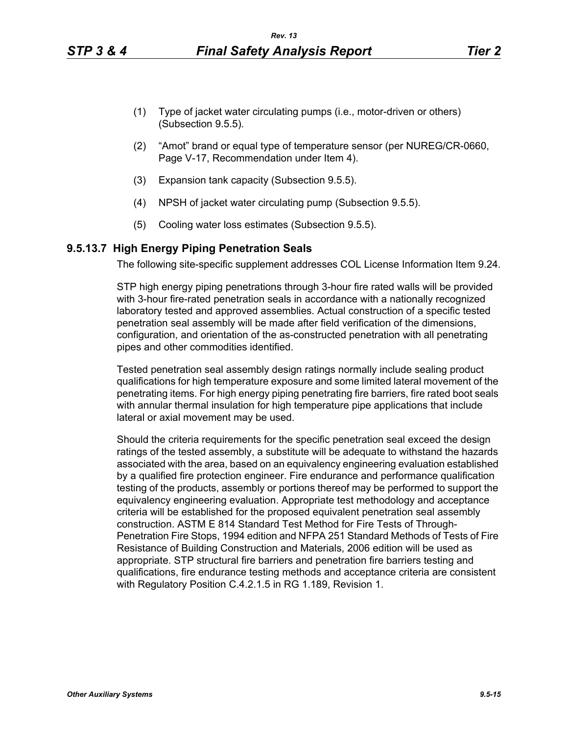(1) Type of jacket water circulating pumps (i.e., motor-driven or others) (Subsection 9.5.5).

(2) “Amot” brand or equal type of temperature sensor (per NUREG/CR-0660, Page V-17, Recommendation under Item 4).

(3) Expansion tank capacity (Subsection 9.5.5).

(4) NPSH of jacket water circulating pump (Subsection 9.5.5).

(5) Cooling water loss estimates (Subsection 9.5.5).

### 9.5.13.7 High Energy Piping Penetration Seals

The following site-specific supplement addresses COL License Information Item 9.24.

STP high energy piping penetrations through 3-hour fire rated walls will be provided with 3-hour fire-rated penetration seals in accordance with a nationally recognized laboratory tested and approved assemblies. Actual construction of a specific tested penetration seal assembly will be made after field verification of the dimensions, configuration, and orientation of the as-constructed penetration with all penetrating pipes and other commodities identified.

Tested penetration seal assembly design ratings normally include sealing product qualifications for high temperature exposure and some limited lateral movement of the penetrating items. For high energy piping penetrating fire barriers, fire rated boot seals with annular thermal insulation for high temperature pipe applications that include lateral or axial movement may be used.

Should the criteria requirements for the specific penetration seal exceed the design ratings of the tested assembly, a substitute will be adequate to withstand the hazards associated with the area, based on an equivalency engineering evaluation established by a qualified fire protection engineer. Fire endurance and performance qualification testing of the products, assembly or portions thereof may be performed to support the equivalency engineering evaluation. Appropriate test methodology and acceptance criteria will be established for the proposed equivalent penetration seal assembly construction. ASTM E 814 Standard Test Method for Fire Tests of Through-Penetration Fire Stops, 1994 edition and NFPA 251 Standard Methods of Tests of Fire Resistance of Building Construction and Materials, 2006 edition will be used as appropriate. STP structural fire barriers and penetration fire barriers testing and qualifications, fire endurance testing methods and acceptance criteria are consistent with Regulatory Position C.4.2.1.5 in RG 1.189, Revision 1.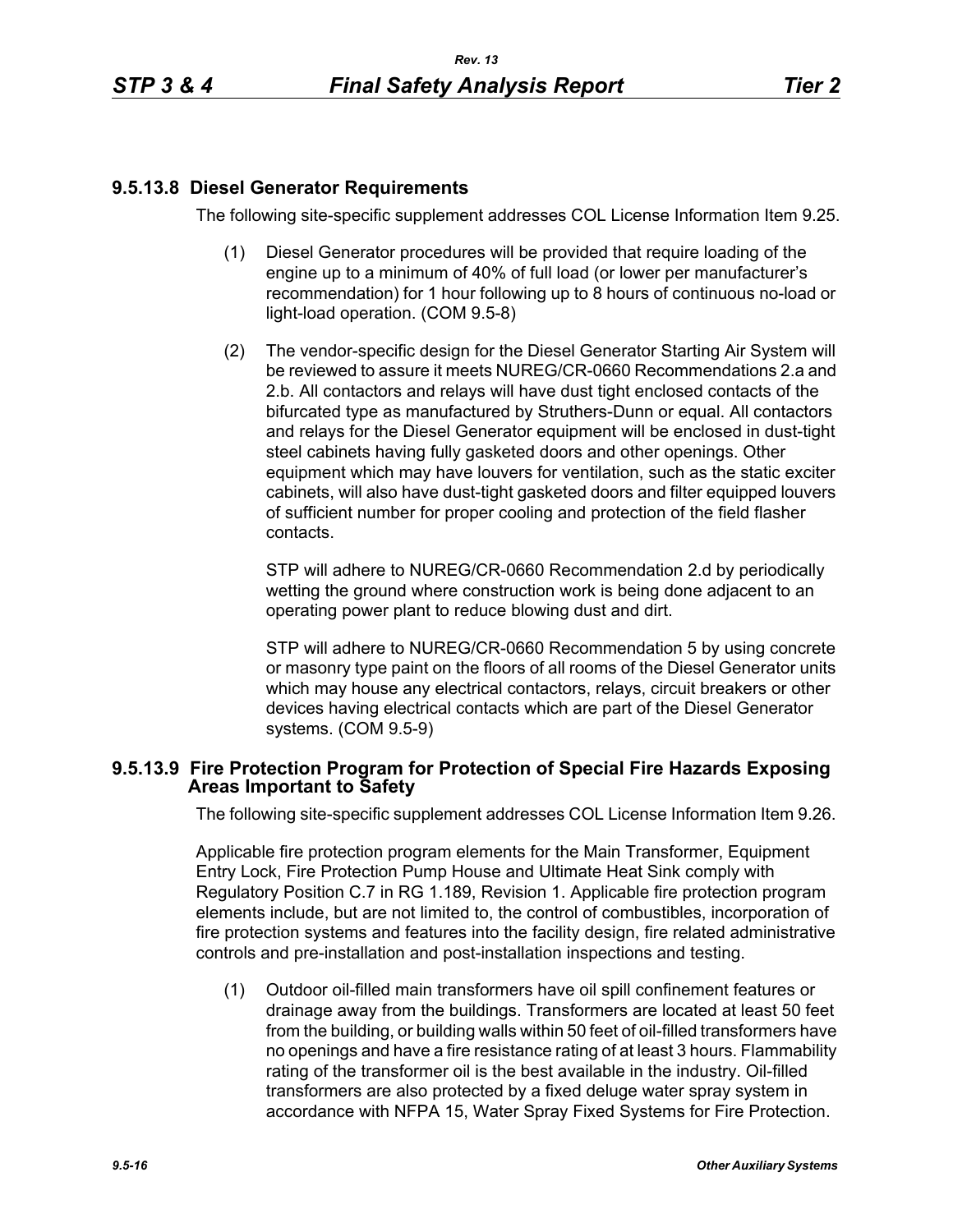### 9.5.13.8 Diesel Generator Requirements

The following site-specific supplement addresses COL License Information Item 9.25.

(1) Diesel Generator procedures will be provided that require loading of the engine up to a minimum of 40% of full load (or lower per manufacturer's recommendation) for 1 hour following up to 8 hours of continuous no-load or light-load operation. (COM 9.5-8)

(2) The vendor-specific design for the Diesel Generator Starting Air System will be reviewed to assure it meets NUREG/CR-0660 Recommendations 2.a and 2.b. All contactors and relays will have dust tight enclosed contacts of the bifurcated type as manufactured by Struthers-Dunn or equal. All contactors and relays for the Diesel Generator equipment will be enclosed in dust-tight steel cabinets having fully gasketed doors and other openings. Other equipment which may have louvers for ventilation, such as the static exciter cabinets, will also have dust-tight gasketed doors and filter equipped louvers of sufficient number for proper cooling and protection of the field flasher contacts.

STP will adhere to NUREG/CR-0660 Recommendation 2.d by periodically wetting the ground where construction work is being done adjacent to an operating power plant to reduce blowing dust and dirt.

STP will adhere to NUREG/CR-0660 Recommendation 5 by using concrete or masonry type paint on the floors of all rooms of the Diesel Generator units which may house any electrical contactors, relays, circuit breakers or other devices having electrical contacts which are part of the Diesel Generator systems. (COM 9.5-9)

### 9.5.13.9 Fire Protection Program for Protection of Special Fire Hazards Exposing Areas Important to Safety

The following site-specific supplement addresses COL License Information Item 9.26.

Applicable fire protection program elements for the Main Transformer, Equipment Entry Lock, Fire Protection Pump House and Ultimate Heat Sink comply with Regulatory Position C.7 in RG 1.189, Revision 1. Applicable fire protection program elements include, but are not limited to, the control of combustibles, incorporation of fire protection systems and features into the facility design, fire related administrative controls and pre-installation and post-installation inspections and testing.

(1) Outdoor oil-filled main transformers have oil spill confinement features or drainage away from the buildings. Transformers are located at least 50 feet from the building, or building walls within 50 feet of oil-filled transformers have no openings and have a fire resistance rating of at least 3 hours. Flammability rating of the transformer oil is the best available in the industry. Oil-filled transformers are also protected by a fixed deluge water spray system in accordance with NFPA 15, Water Spray Fixed Systems for Fire Protection.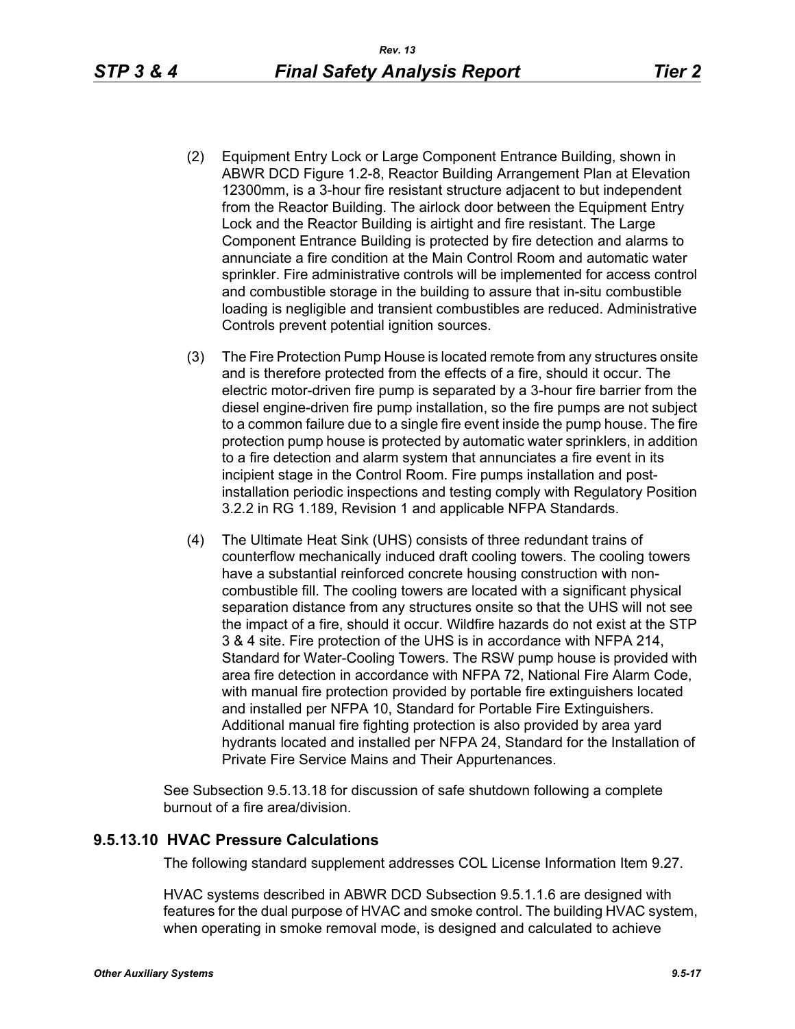(2) Equipment Entry Lock or Large Component Entrance Building, shown in ABWR DCD Figure 1.2-8, Reactor Building Arrangement Plan at Elevation 12300mm, is a 3-hour fire resistant structure adjacent to but independent from the Reactor Building. The airlock door between the Equipment Entry Lock and the Reactor Building is airtight and fire resistant. The Large Component Entrance Building is protected by fire detection and alarms to annunciate a fire condition at the Main Control Room and automatic water sprinkler. Fire administrative controls will be implemented for access control and combustible storage in the building to assure that in-situ combustible loading is negligible and transient combustibles are reduced. Administrative Controls prevent potential ignition sources.

(3) The Fire Protection Pump House is located remote from any structures onsite and is therefore protected from the effects of a fire, should it occur. The electric motor-driven fire pump is separated by a 3-hour fire barrier from the diesel engine-driven fire pump installation, so the fire pumps are not subject to a common failure due to a single fire event inside the pump house. The fire protection pump house is protected by automatic water sprinklers, in addition to a fire detection and alarm system that annunciates a fire event in its incipient stage in the Control Room. Fire pumps installation and post-installation periodic inspections and testing comply with Regulatory Position 3.2.2 in RG 1.189, Revision 1 and applicable NFPA Standards.

(4) The Ultimate Heat Sink (UHS) consists of three redundant trains of counterflow mechanically induced draft cooling towers. The cooling towers have a substantial reinforced concrete housing construction with non-combustible fill. The cooling towers are located with a significant physical separation distance from any structures onsite so that the UHS will not see the impact of a fire, should it occur. Wildfire hazards do not exist at the STP 3 & 4 site. Fire protection of the UHS is in accordance with NFPA 214, Standard for Water-Cooling Towers. The RSW pump house is provided with area fire detection in accordance with NFPA 72, National Fire Alarm Code, with manual fire protection provided by portable fire extinguishers located and installed per NFPA 10, Standard for Portable Fire Extinguishers. Additional manual fire fighting protection is also provided by area yard hydrants located and installed per NFPA 24, Standard for the Installation of Private Fire Service Mains and Their Appurtenances.

See Subsection 9.5.13.18 for discussion of safe shutdown following a complete burnout of a fire area/division.

### 9.5.13.10 HVAC Pressure Calculations

The following standard supplement addresses COL License Information Item 9.27.

HVAC systems described in ABWR DCD Subsection 9.5.1.1.6 are designed with features for the dual purpose of HVAC and smoke control. The building HVAC system, when operating in smoke removal mode, is designed and calculated to achieve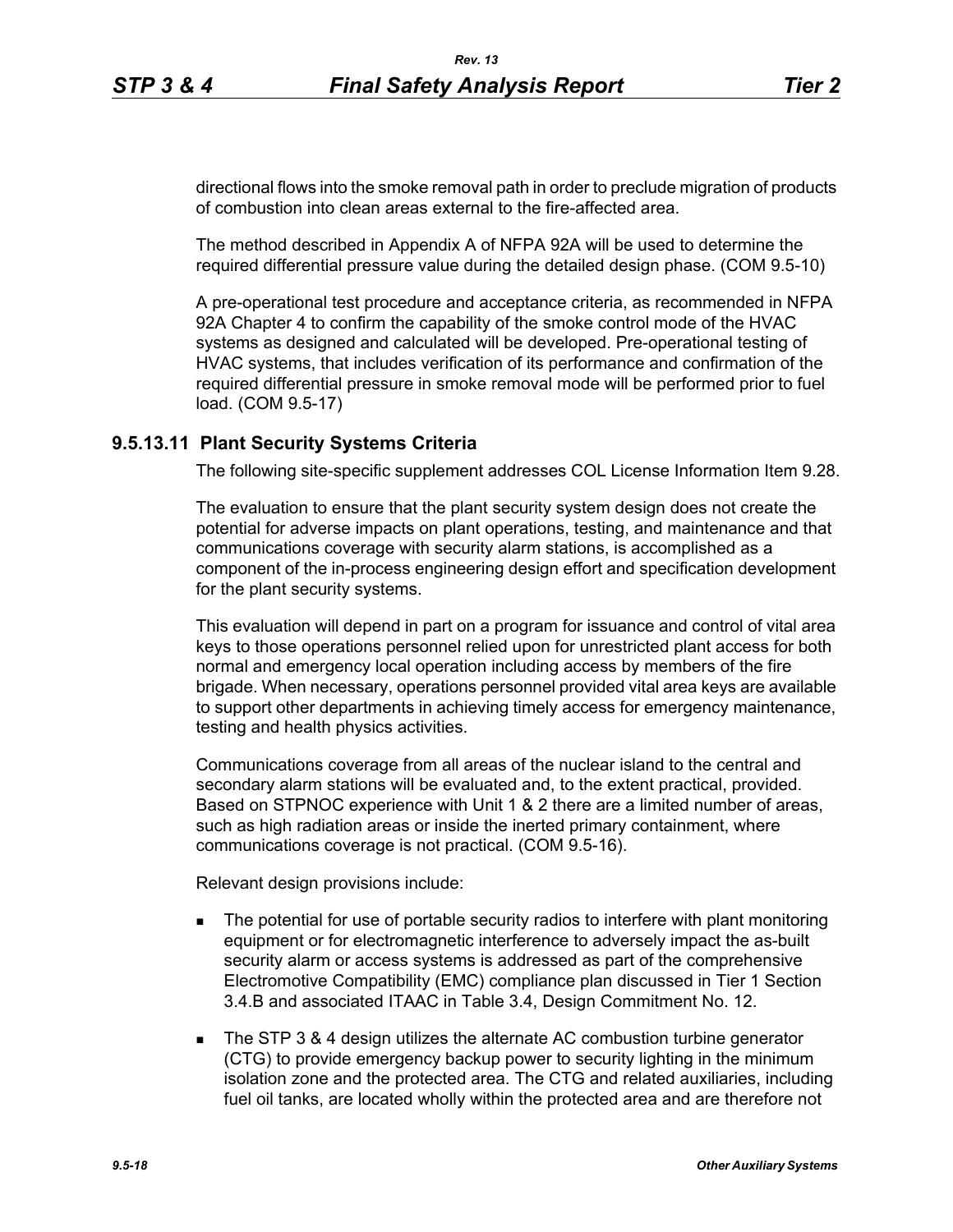directional flows into the smoke removal path in order to preclude migration of products of combustion into clean areas external to the fire-affected area.

The method described in Appendix A of NFPA 92A will be used to determine the required differential pressure value during the detailed design phase. (COM 9.5-10)

A pre-operational test procedure and acceptance criteria, as recommended in NFPA 92A Chapter 4 to confirm the capability of the smoke control mode of the HVAC systems as designed and calculated will be developed. Pre-operational testing of HVAC systems, that includes verification of its performance and confirmation of the required differential pressure in smoke removal mode will be performed prior to fuel load. (COM 9.5-17)

### 9.5.13.11 Plant Security Systems Criteria

The following site-specific supplement addresses COL License Information Item 9.28.

The evaluation to ensure that the plant security system design does not create the potential for adverse impacts on plant operations, testing, and maintenance and that communications coverage with security alarm stations, is accomplished as a component of the in-process engineering design effort and specification development for the plant security systems.

This evaluation will depend in part on a program for issuance and control of vital area keys to those operations personnel relied upon for unrestricted plant access for both normal and emergency local operation including access by members of the fire brigade. When necessary, operations personnel provided vital area keys are available to support other departments in achieving timely access for emergency maintenance, testing and health physics activities.

Communications coverage from all areas of the nuclear island to the central and secondary alarm stations will be evaluated and, to the extent practical, provided. Based on STPNOC experience with Unit 1 & 2 there are a limited number of areas, such as high radiation areas or inside the inerted primary containment, where communications coverage is not practical. (COM 9.5-16).

Relevant design provisions include:

- The potential for use of portable security radios to interfere with plant monitoring equipment or for electromagnetic interference to adversely impact the as-built security alarm or access systems is addressed as part of the comprehensive Electromotive Compatibility (EMC) compliance plan discussed in Tier 1 Section 3.4.B and associated ITAAC in Table 3.4, Design Commitment No. 12.
- The STP 3 & 4 design utilizes the alternate AC combustion turbine generator (CTG) to provide emergency backup power to security lighting in the minimum isolation zone and the protected area. The CTG and related auxiliaries, including fuel oil tanks, are located wholly within the protected area and are therefore not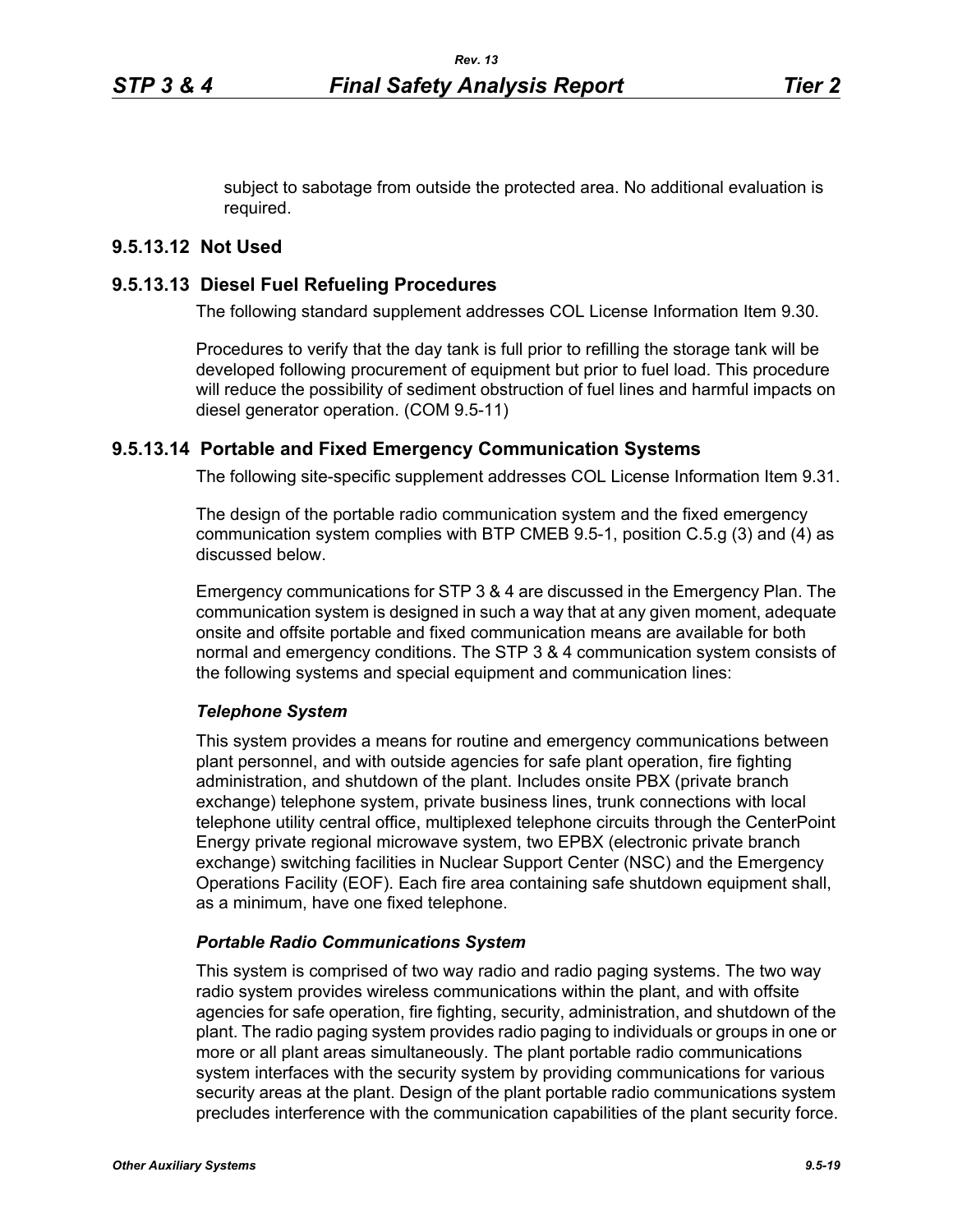subject to sabotage from outside the protected area. No additional evaluation is required.

### 9.5.13.12 Not Used

### 9.5.13.13 Diesel Fuel Refueling Procedures

The following standard supplement addresses COL License Information Item 9.30.

Procedures to verify that the day tank is full prior to refilling the storage tank will be developed following procurement of equipment but prior to fuel load. This procedure will reduce the possibility of sediment obstruction of fuel lines and harmful impacts on diesel generator operation. (COM 9.5-11)

### 9.5.13.14 Portable and Fixed Emergency Communication Systems

The following site-specific supplement addresses COL License Information Item 9.31.

The design of the portable radio communication system and the fixed emergency communication system complies with BTP CMEB 9.5-1, position C.5.g (3) and (4) as discussed below.

Emergency communications for STP 3 & 4 are discussed in the Emergency Plan. The communication system is designed in such a way that at any given moment, adequate onsite and offsite portable and fixed communication means are available for both normal and emergency conditions. The STP 3 & 4 communication system consists of the following systems and special equipment and communication lines:

*Telephone System*

This system provides a means for routine and emergency communications between plant personnel, and with outside agencies for safe plant operation, fire fighting administration, and shutdown of the plant. Includes onsite PBX (private branch exchange) telephone system, private business lines, trunk connections with local telephone utility central office, multiplexed telephone circuits through the CenterPoint Energy private regional microwave system, two EPBX (electronic private branch exchange) switching facilities in Nuclear Support Center (NSC) and the Emergency Operations Facility (EOF). Each fire area containing safe shutdown equipment shall, as a minimum, have one fixed telephone.

*Portable Radio Communications System*

This system is comprised of two way radio and radio paging systems. The two way radio system provides wireless communications within the plant, and with offsite agencies for safe operation, fire fighting, security, administration, and shutdown of the plant. The radio paging system provides radio paging to individuals or groups in one or more or all plant areas simultaneously. The plant portable radio communications system interfaces with the security system by providing communications for various security areas at the plant. Design of the plant portable radio communications system precludes interference with the communication capabilities of the plant security force.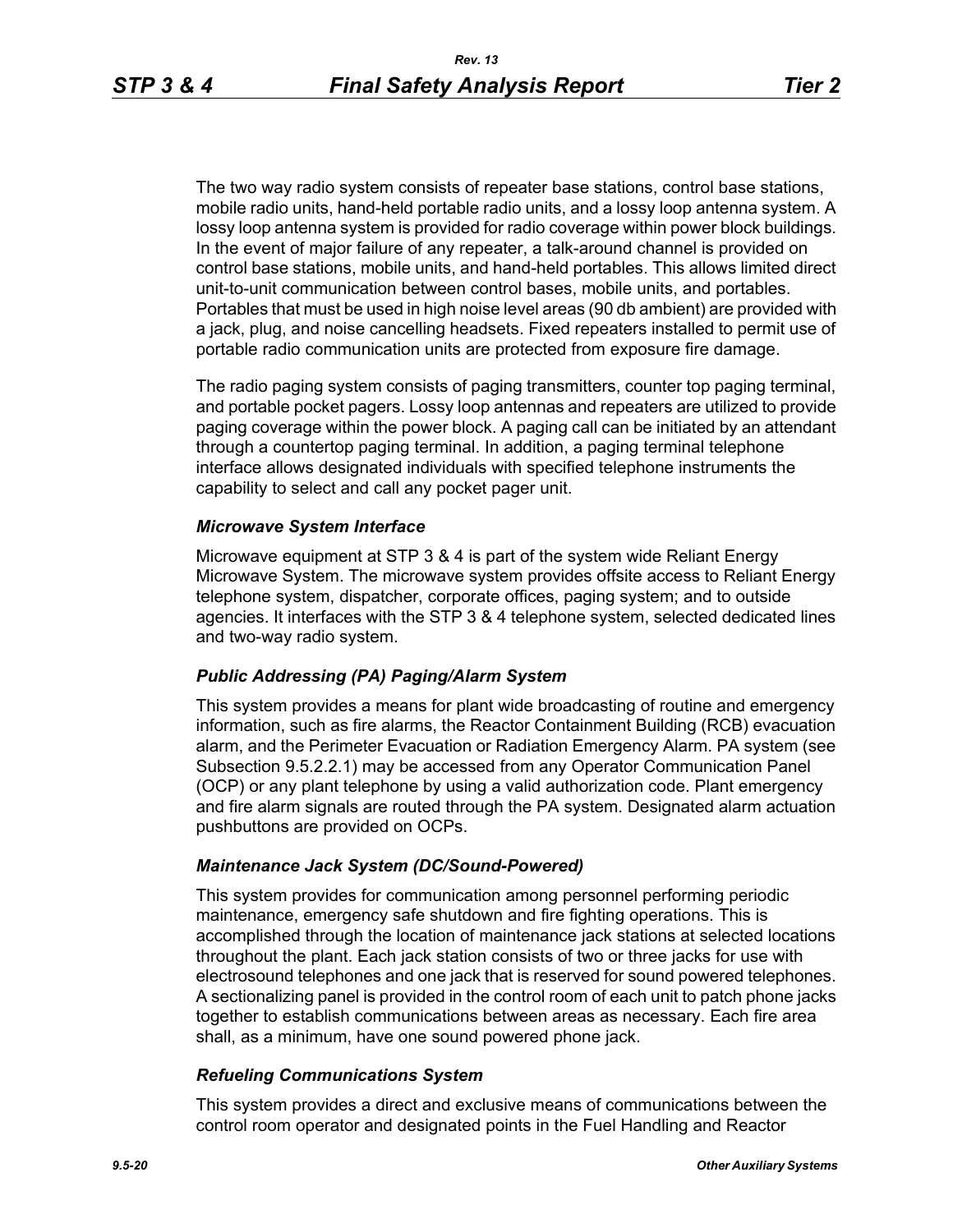The two way radio system consists of repeater base stations, control base stations, mobile radio units, hand-held portable radio units, and a lossy loop antenna system. A lossy loop antenna system is provided for radio coverage within power block buildings. In the event of major failure of any repeater, a talk-around channel is provided on control base stations, mobile units, and hand-held portables. This allows limited direct unit-to-unit communication between control bases, mobile units, and portables. Portables that must be used in high noise level areas (90 db ambient) are provided with a jack, plug, and noise cancelling headsets. Fixed repeaters installed to permit use of portable radio communication units are protected from exposure fire damage.

The radio paging system consists of paging transmitters, counter top paging terminal, and portable pocket pagers. Lossy loop antennas and repeaters are utilized to provide paging coverage within the power block. A paging call can be initiated by an attendant through a countertop paging terminal. In addition, a paging terminal telephone interface allows designated individuals with specified telephone instruments the capability to select and call any pocket pager unit.

***Microwave System Interface***

Microwave equipment at STP 3 & 4 is part of the system wide Reliant Energy Microwave System. The microwave system provides offsite access to Reliant Energy telephone system, dispatcher, corporate offices, paging system; and to outside agencies. It interfaces with the STP 3 & 4 telephone system, selected dedicated lines and two-way radio system.

***Public Addressing (PA) Paging/Alarm System***

This system provides a means for plant wide broadcasting of routine and emergency information, such as fire alarms, the Reactor Containment Building (RCB) evacuation alarm, and the Perimeter Evacuation or Radiation Emergency Alarm. PA system (see Subsection 9.5.2.2.1) may be accessed from any Operator Communication Panel (OCP) or any plant telephone by using a valid authorization code. Plant emergency and fire alarm signals are routed through the PA system. Designated alarm actuation pushbuttons are provided on OCPs.

***Maintenance Jack System (DC/Sound-Powered)***

This system provides for communication among personnel performing periodic maintenance, emergency safe shutdown and fire fighting operations. This is accomplished through the location of maintenance jack stations at selected locations throughout the plant. Each jack station consists of two or three jacks for use with electrosound telephones and one jack that is reserved for sound powered telephones. A sectionalizing panel is provided in the control room of each unit to patch phone jacks together to establish communications between areas as necessary. Each fire area shall, as a minimum, have one sound powered phone jack.

***Refueling Communications System***

This system provides a direct and exclusive means of communications between the control room operator and designated points in the Fuel Handling and Reactor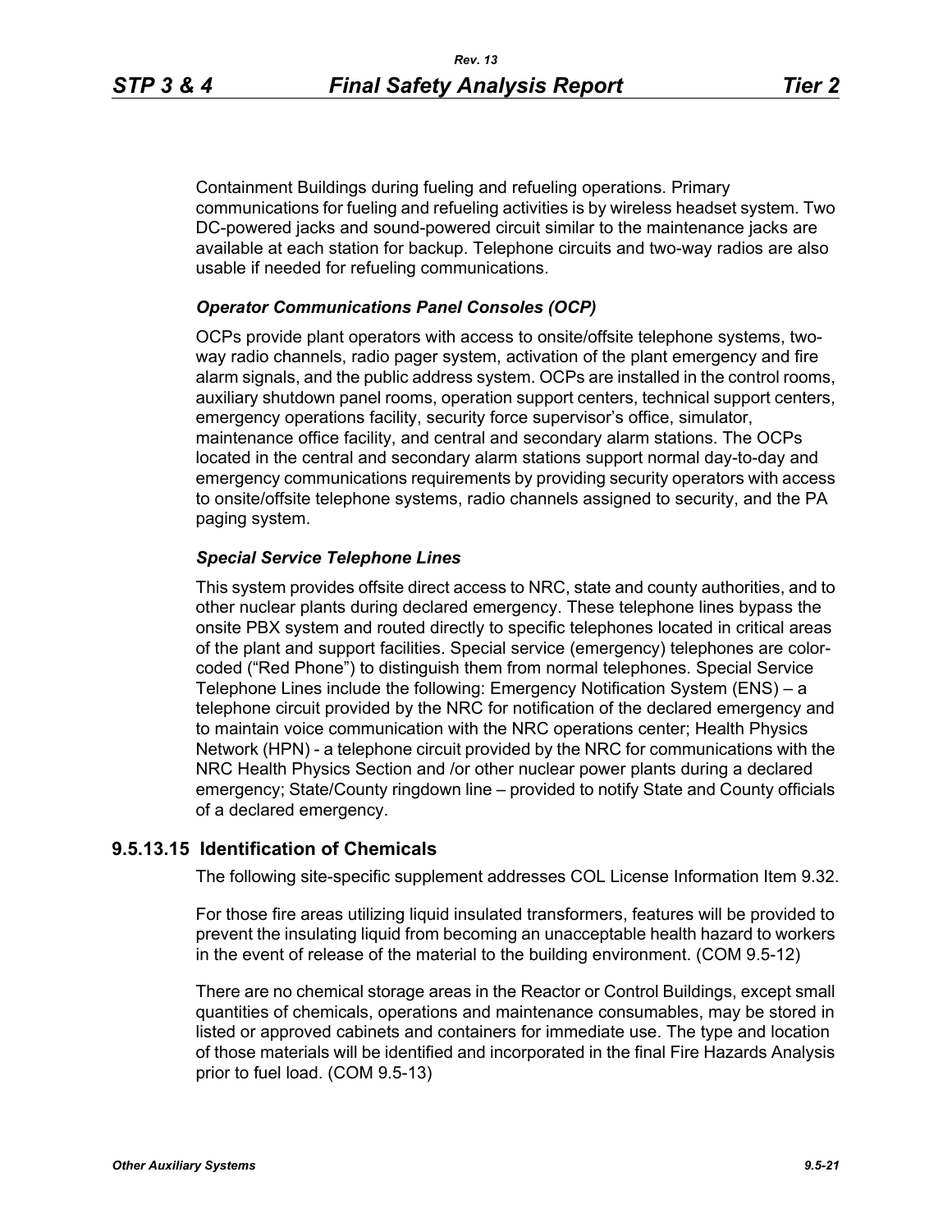Containment Buildings during fueling and refueling operations. Primary communications for fueling and refueling activities is by wireless headset system. Two DC-powered jacks and sound-powered circuit similar to the maintenance jacks are available at each station for backup. Telephone circuits and two-way radios are also usable if needed for refueling communications.

***Operator Communications Panel Consoles (OCP)***

OCPs provide plant operators with access to onsite/offsite telephone systems, two-way radio channels, radio pager system, activation of the plant emergency and fire alarm signals, and the public address system. OCPs are installed in the control rooms, auxiliary shutdown panel rooms, operation support centers, technical support centers, emergency operations facility, security force supervisor's office, simulator, maintenance office facility, and central and secondary alarm stations. The OCPs located in the central and secondary alarm stations support normal day-to-day and emergency communications requirements by providing security operators with access to onsite/offsite telephone systems, radio channels assigned to security, and the PA paging system.

***Special Service Telephone Lines***

This system provides offsite direct access to NRC, state and county authorities, and to other nuclear plants during declared emergency. These telephone lines bypass the onsite PBX system and routed directly to specific telephones located in critical areas of the plant and support facilities. Special service (emergency) telephones are color-coded ("Red Phone") to distinguish them from normal telephones. Special Service Telephone Lines include the following: Emergency Notification System (ENS) – a telephone circuit provided by the NRC for notification of the declared emergency and to maintain voice communication with the NRC operations center; Health Physics Network (HPN) - a telephone circuit provided by the NRC for communications with the NRC Health Physics Section and /or other nuclear power plants during a declared emergency; State/County ringdown line – provided to notify State and County officials of a declared emergency.

### 9.5.13.15 Identification of Chemicals

The following site-specific supplement addresses COL License Information Item 9.32.

For those fire areas utilizing liquid insulated transformers, features will be provided to prevent the insulating liquid from becoming an unacceptable health hazard to workers in the event of release of the material to the building environment. (COM 9.5-12)

There are no chemical storage areas in the Reactor or Control Buildings, except small quantities of chemicals, operations and maintenance consumables, may be stored in listed or approved cabinets and containers for immediate use. The type and location of those materials will be identified and incorporated in the final Fire Hazards Analysis prior to fuel load. (COM 9.5-13)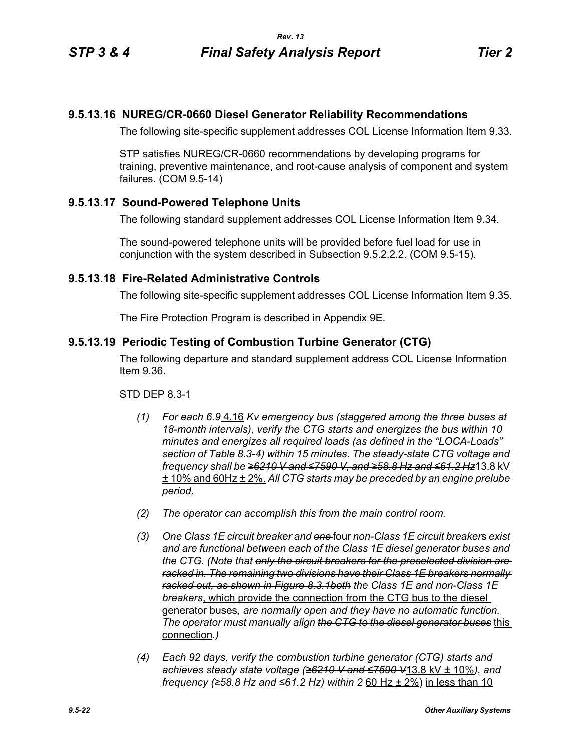### 9.5.13.16 NUREG/CR-0660 Diesel Generator Reliability Recommendations

The following site-specific supplement addresses COL License Information Item 9.33.

STP satisfies NUREG/CR-0660 recommendations by developing programs for training, preventive maintenance, and root-cause analysis of component and system failures. (COM 9.5-14)

### 9.5.13.17 Sound-Powered Telephone Units

The following standard supplement addresses COL License Information Item 9.34.

The sound-powered telephone units will be provided before fuel load for use in conjunction with the system described in Subsection 9.5.2.2.2. (COM 9.5-15).

### 9.5.13.18 Fire-Related Administrative Controls

The following site-specific supplement addresses COL License Information Item 9.35.

The Fire Protection Program is described in Appendix 9E.

### 9.5.13.19 Periodic Testing of Combustion Turbine Generator (CTG)

The following departure and standard supplement address COL License Information Item 9.36.

STD DEP 8.3-1

(1) *For each* ~~*6.9*~~ 4.16 *Kv emergency bus (staggered among the three buses at 18-month intervals), verify the CTG starts and energizes the bus within 10 minutes and energizes all required loads (as defined in the "LOCA-Loads" section of Table 8.3-4) within 15 minutes. The steady-state CTG voltage and frequency shall be* ~~*≥6210 V and ≤7590 V, and ≥58.8 Hz and ≤61.2 Hz*~~ 13.8 kV ± 10% and 60Hz ± 2%. *All CTG starts may be preceded by an engine prelube period.*

(2) *The operator can accomplish this from the main control room.*

(3) *One Class 1E circuit breaker and* ~~*one*~~ four *non-Class 1E circuit breaker*s *exist and are functional between each of the Class 1E diesel generator buses and the CTG. (Note that* ~~*only the circuit breakers for the preselected division are racked in. The remaining two divisions have their Class 1E breakers normally racked out, as shown in Figure 8.3.1both*~~ *the Class 1E and non-Class 1E breakers*, which provide the connection from the CTG bus to the diesel generator buses, *are normally open and* ~~*they*~~ *have no automatic function. The operator must manually align* ~~*the CTG to the diesel generator buses*~~ this connection*.)*

(4) *Each 92 days, verify the combustion turbine generator (CTG) starts and achieves steady state voltage (*~~*≥6210 V and ≤7590 V*~~13.8 kV ± 10%*), and frequency* ~~*(≥58.8 Hz and ≤61.2 Hz) within 2*~~ 60 Hz ± 2%) in less than 10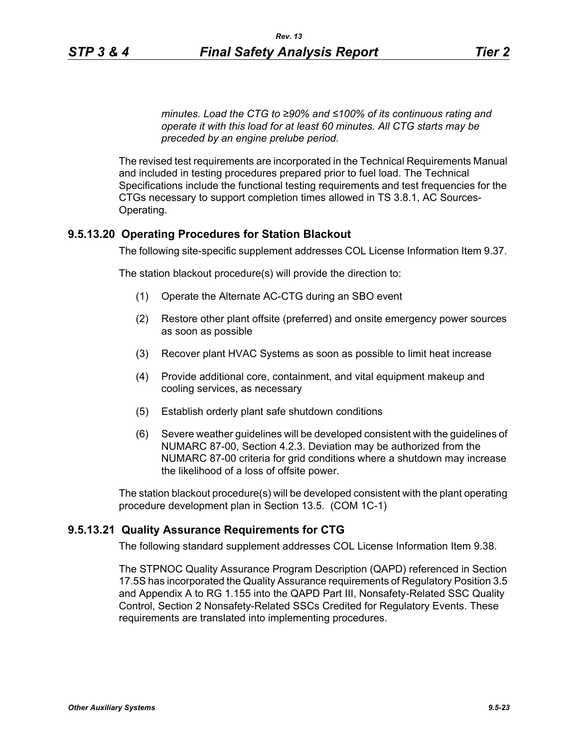*minutes. Load the CTG to ≥90% and ≤100% of its continuous rating and operate it with this load for at least 60 minutes. All CTG starts may be preceded by an engine prelube period.*

The revised test requirements are incorporated in the Technical Requirements Manual and included in testing procedures prepared prior to fuel load. The Technical Specifications include the functional testing requirements and test frequencies for the CTGs necessary to support completion times allowed in TS 3.8.1, AC Sources-Operating.

### 9.5.13.20 Operating Procedures for Station Blackout

The following site-specific supplement addresses COL License Information Item 9.37.

The station blackout procedure(s) will provide the direction to:

(1) Operate the Alternate AC-CTG during an SBO event

(2) Restore other plant offsite (preferred) and onsite emergency power sources as soon as possible

(3) Recover plant HVAC Systems as soon as possible to limit heat increase

(4) Provide additional core, containment, and vital equipment makeup and cooling services, as necessary

(5) Establish orderly plant safe shutdown conditions

(6) Severe weather guidelines will be developed consistent with the guidelines of NUMARC 87-00, Section 4.2.3. Deviation may be authorized from the NUMARC 87-00 criteria for grid conditions where a shutdown may increase the likelihood of a loss of offsite power.

The station blackout procedure(s) will be developed consistent with the plant operating procedure development plan in Section 13.5. (COM 1C-1)

### 9.5.13.21 Quality Assurance Requirements for CTG

The following standard supplement addresses COL License Information Item 9.38.

The STPNOC Quality Assurance Program Description (QAPD) referenced in Section 17.5S has incorporated the Quality Assurance requirements of Regulatory Position 3.5 and Appendix A to RG 1.155 into the QAPD Part III, Nonsafety-Related SSC Quality Control, Section 2 Nonsafety-Related SSCs Credited for Regulatory Events. These requirements are translated into implementing procedures.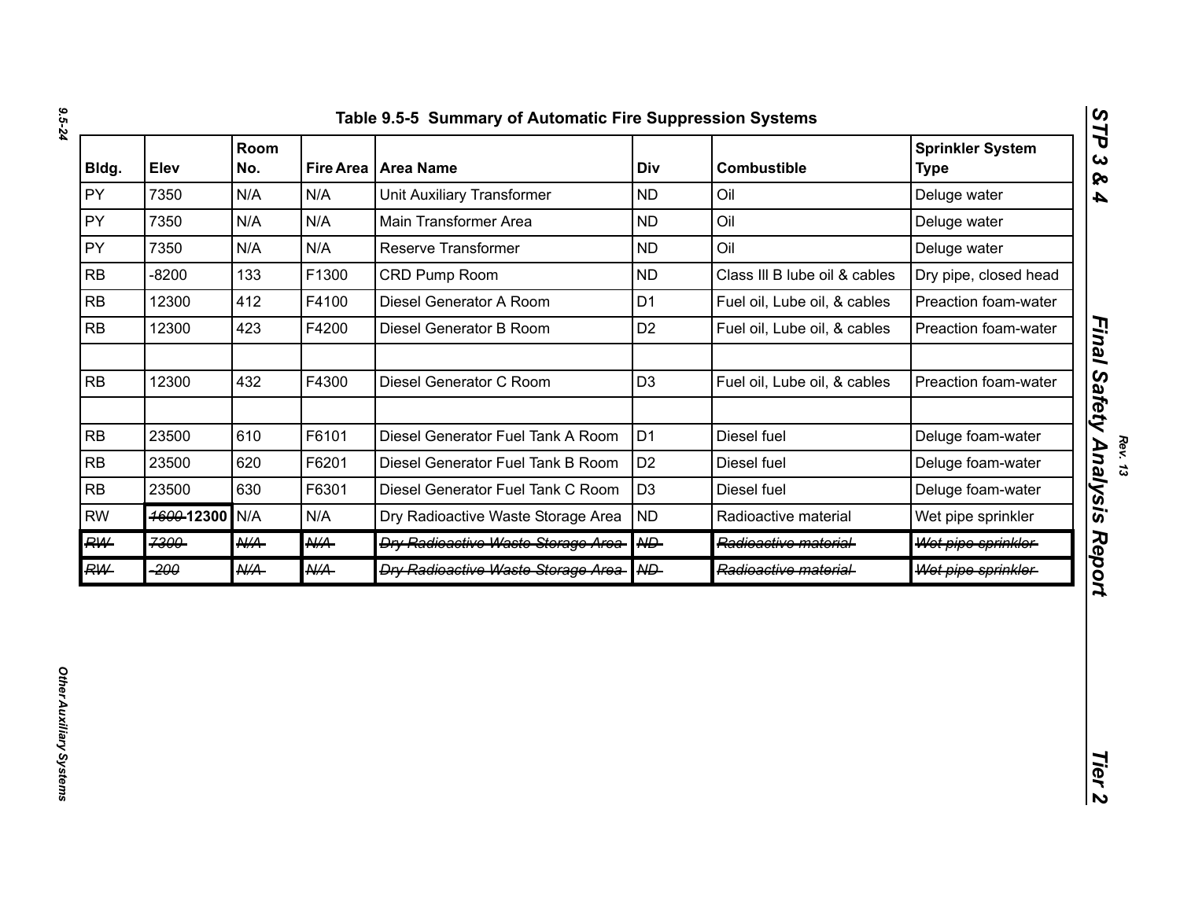## Table 9.5-5 Summary of Automatic Fire Suppression Systems

| Bldg. | Elev | Room No. | Fire Area | Area Name | Div | Combustible | Sprinkler System Type |
|---|---|---|---|---|---|---|---|
| PY | 7350 | N/A | N/A | Unit Auxiliary Transformer | ND | Oil | Deluge water |
| PY | 7350 | N/A | N/A | Main Transformer Area | ND | Oil | Deluge water |
| PY | 7350 | N/A | N/A | Reserve Transformer | ND | Oil | Deluge water |
| RB | -8200 | 133 | F1300 | CRD Pump Room | ND | Class III B lube oil & cables | Dry pipe, closed head |
| RB | 12300 | 412 | F4100 | Diesel Generator A Room | D1 | Fuel oil, Lube oil, & cables | Preaction foam-water |
| RB | 12300 | 423 | F4200 | Diesel Generator B Room | D2 | Fuel oil, Lube oil, & cables | Preaction foam-water |
| | | | | | | | |
| RB | 12300 | 432 | F4300 | Diesel Generator C Room | D3 | Fuel oil, Lube oil, & cables | Preaction foam-water |
| | | | | | | | |
| RB | 23500 | 610 | F6101 | Diesel Generator Fuel Tank A Room | D1 | Diesel fuel | Deluge foam-water |
| RB | 23500 | 620 | F6201 | Diesel Generator Fuel Tank B Room | D2 | Diesel fuel | Deluge foam-water |
| RB | 23500 | 630 | F6301 | Diesel Generator Fuel Tank C Room | D3 | Diesel fuel | Deluge foam-water |
| RW | ~~1600~~ **12300** | N/A | N/A | Dry Radioactive Waste Storage Area | ND | Radioactive material | Wet pipe sprinkler |
| ~~RW~~ | ~~7300~~ | ~~N/A~~ | ~~N/A~~ | ~~Dry Radioactive Waste Storage Area~~ | ~~ND~~ | ~~Radioactive material~~ | ~~Wet pipe sprinkler~~ |
| ~~RW~~ | ~~-200~~ | ~~N/A~~ | ~~N/A~~ | ~~Dry Radioactive Waste Storage Area~~ | ~~ND~~ | ~~Radioactive material~~ | ~~Wet pipe sprinkler~~ |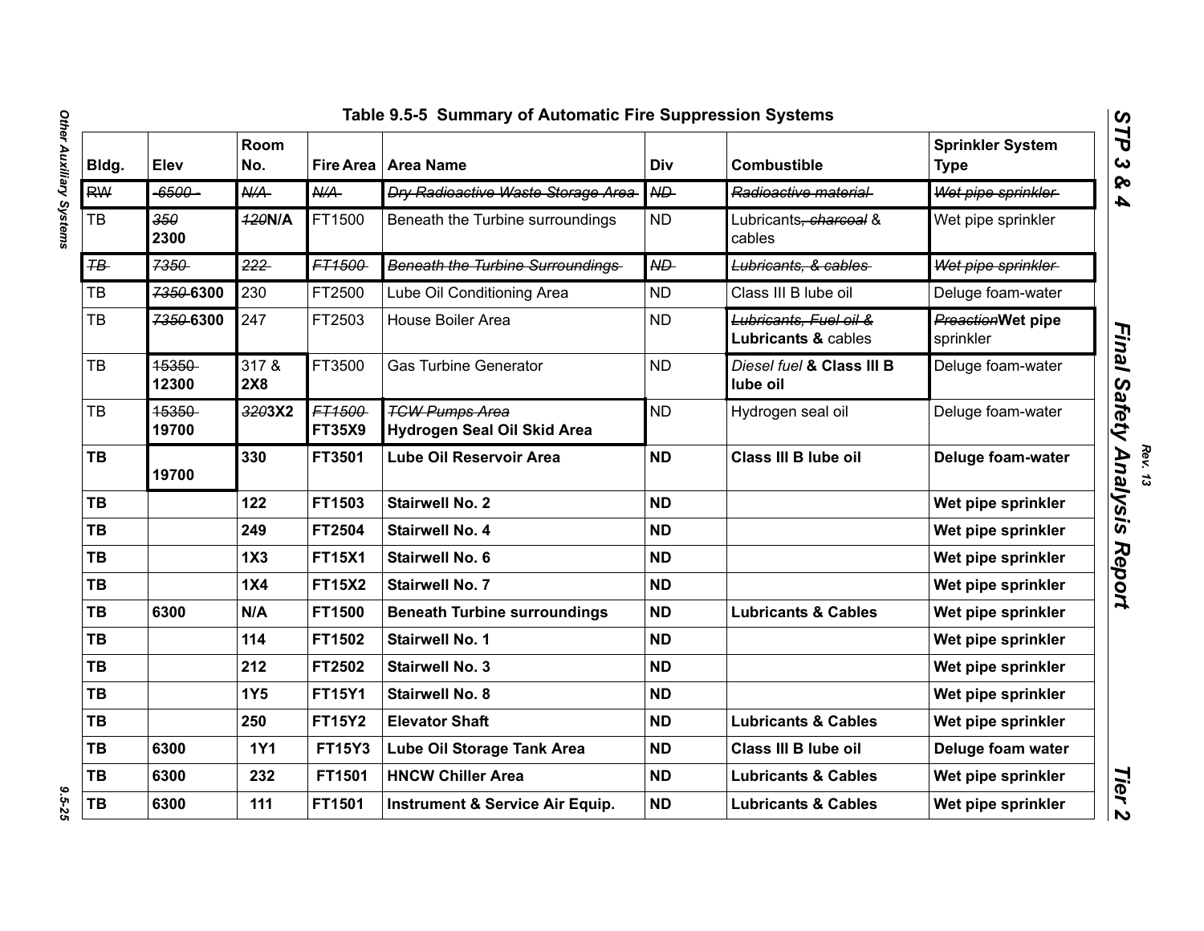## Table 9.5-5 Summary of Automatic Fire Suppression Systems

| Bldg. | Elev | Room No. | Fire Area | Area Name | Div | Combustible | Sprinkler System Type |
|---|---|---|---|---|---|---|---|
| ~~RW~~ | ~~6500~~ | ~~N/A~~ | ~~N/A~~ | ~~Dry Radioactive Waste Storage Area~~ | ~~ND~~ | ~~Radioactive material~~ | ~~Wet pipe sprinkler~~ |
| TB | ~~350~~ **2300** | ~~120~~**N/A** | FT1500 | Beneath the Turbine surroundings | ND | Lubricants~~, charcoal~~ & cables | Wet pipe sprinkler |
| ~~TB~~ | ~~7350~~ | ~~222~~ | ~~FT1500~~ | ~~Beneath the Turbine Surroundings~~ | ~~ND~~ | ~~Lubricants, & cables~~ | ~~Wet pipe sprinkler~~ |
| TB | ~~7350~~ **6300** | 230 | FT2500 | Lube Oil Conditioning Area | ND | Class III B lube oil | Deluge foam-water |
| TB | ~~7350~~ **6300** | 247 | FT2503 | House Boiler Area | ND | ~~Lubricants, Fuel oil &~~ **Lubricants &** cables | ~~Preaction~~**Wet pipe** sprinkler |
| TB | ~~15350~~ **12300** | 317 & **2X8** | FT3500 | Gas Turbine Generator | ND | *Diesel fuel* **& Class III B lube oil** | Deluge foam-water |
| TB | ~~15350~~ **19700** | ~~320~~**3X2** | ~~FT1500~~ **FT35X9** | ~~TCW Pumps Area~~ **Hydrogen Seal Oil Skid Area** | ND | Hydrogen seal oil | Deluge foam-water |
| **TB** | **19700** | **330** | **FT3501** | **Lube Oil Reservoir Area** | **ND** | **Class III B lube oil** | **Deluge foam-water** |
| **TB** | | **122** | **FT1503** | **Stairwell No. 2** | **ND** | | **Wet pipe sprinkler** |
| **TB** | | **249** | **FT2504** | **Stairwell No. 4** | **ND** | | **Wet pipe sprinkler** |
| **TB** | | **1X3** | **FT15X1** | **Stairwell No. 6** | **ND** | | **Wet pipe sprinkler** |
| **TB** | | **1X4** | **FT15X2** | **Stairwell No. 7** | **ND** | | **Wet pipe sprinkler** |
| **TB** | **6300** | **N/A** | **FT1500** | **Beneath Turbine surroundings** | **ND** | **Lubricants & Cables** | **Wet pipe sprinkler** |
| **TB** | | **114** | **FT1502** | **Stairwell No. 1** | **ND** | | **Wet pipe sprinkler** |
| **TB** | | **212** | **FT2502** | **Stairwell No. 3** | **ND** | | **Wet pipe sprinkler** |
| **TB** | | **1Y5** | **FT15Y1** | **Stairwell No. 8** | **ND** | | **Wet pipe sprinkler** |
| **TB** | | **250** | **FT15Y2** | **Elevator Shaft** | **ND** | **Lubricants & Cables** | **Wet pipe sprinkler** |
| **TB** | **6300** | **1Y1** | **FT15Y3** | **Lube Oil Storage Tank Area** | **ND** | **Class III B lube oil** | **Deluge foam water** |
| **TB** | **6300** | **232** | **FT1501** | **HNCW Chiller Area** | **ND** | **Lubricants & Cables** | **Wet pipe sprinkler** |
| **TB** | **6300** | **111** | **FT1501** | **Instrument & Service Air Equip.** | **ND** | **Lubricants & Cables** | **Wet pipe sprinkler** |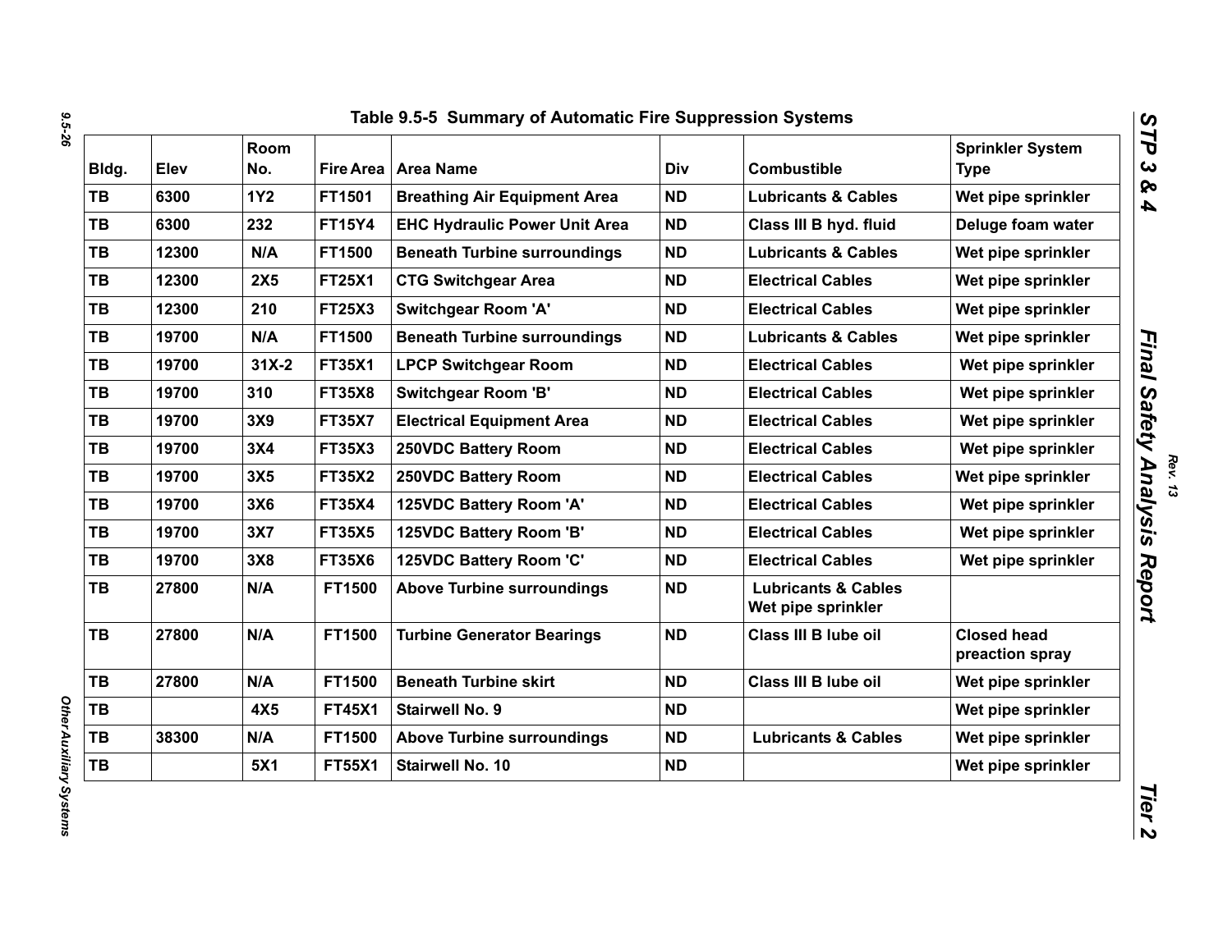## Table 9.5-5 Summary of Automatic Fire Suppression Systems

| Bldg. | Elev | Room No. | Fire Area | Area Name | Div | Combustible | Sprinkler System Type |
|---|---|---|---|---|---|---|---|
| TB | 6300 | 1Y2 | FT1501 | Breathing Air Equipment Area | ND | Lubricants & Cables | Wet pipe sprinkler |
| TB | 6300 | 232 | FT15Y4 | EHC Hydraulic Power Unit Area | ND | Class III B hyd. fluid | Deluge foam water |
| TB | 12300 | N/A | FT1500 | Beneath Turbine surroundings | ND | Lubricants & Cables | Wet pipe sprinkler |
| TB | 12300 | 2X5 | FT25X1 | CTG Switchgear Area | ND | Electrical Cables | Wet pipe sprinkler |
| TB | 12300 | 210 | FT25X3 | Switchgear Room 'A' | ND | Electrical Cables | Wet pipe sprinkler |
| TB | 19700 | N/A | FT1500 | Beneath Turbine surroundings | ND | Lubricants & Cables | Wet pipe sprinkler |
| TB | 19700 | 31X-2 | FT35X1 | LPCP Switchgear Room | ND | Electrical Cables | Wet pipe sprinkler |
| TB | 19700 | 310 | FT35X8 | Switchgear Room 'B' | ND | Electrical Cables | Wet pipe sprinkler |
| TB | 19700 | 3X9 | FT35X7 | Electrical Equipment Area | ND | Electrical Cables | Wet pipe sprinkler |
| TB | 19700 | 3X4 | FT35X3 | 250VDC Battery Room | ND | Electrical Cables | Wet pipe sprinkler |
| TB | 19700 | 3X5 | FT35X2 | 250VDC Battery Room | ND | Electrical Cables | Wet pipe sprinkler |
| TB | 19700 | 3X6 | FT35X4 | 125VDC Battery Room 'A' | ND | Electrical Cables | Wet pipe sprinkler |
| TB | 19700 | 3X7 | FT35X5 | 125VDC Battery Room 'B' | ND | Electrical Cables | Wet pipe sprinkler |
| TB | 19700 | 3X8 | FT35X6 | 125VDC Battery Room 'C' | ND | Electrical Cables | Wet pipe sprinkler |
| TB | 27800 | N/A | FT1500 | Above Turbine surroundings | ND | Lubricants & Cables Wet pipe sprinkler | |
| TB | 27800 | N/A | FT1500 | Turbine Generator Bearings | ND | Class III B lube oil | Closed head preaction spray |
| TB | 27800 | N/A | FT1500 | Beneath Turbine skirt | ND | Class III B lube oil | Wet pipe sprinkler |
| TB | | 4X5 | FT45X1 | Stairwell No. 9 | ND | | Wet pipe sprinkler |
| TB | 38300 | N/A | FT1500 | Above Turbine surroundings | ND | Lubricants & Cables | Wet pipe sprinkler |
| TB | | 5X1 | FT55X1 | Stairwell No. 10 | ND | | Wet pipe sprinkler |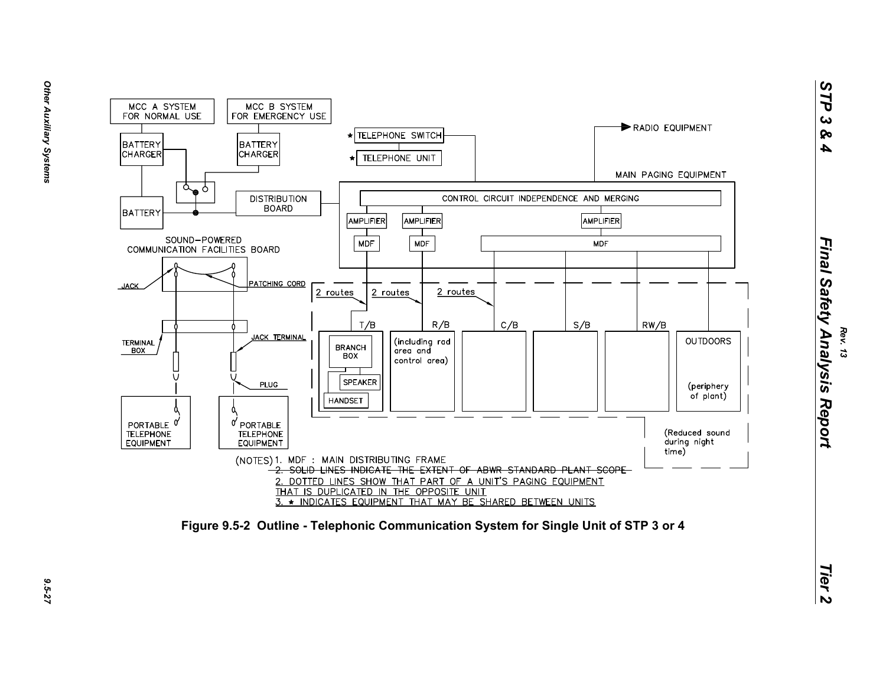MCC A SYSTEM FOR NORMAL USE

MCC B SYSTEM FOR EMERGENCY USE

BATTERY CHARGER

BATTERY CHARGER

BATTERY

DISTRIBUTION BOARD

★ TELEPHONE SWITCH

★ TELEPHONE UNIT

RADIO EQUIPMENT

MAIN PAGING EQUIPMENT

CONTROL CIRCUIT INDEPENDENCE AND MERGING

AMPLIFIER

AMPLIFIER

AMPLIFIER

MDF

MDF

MDF

SOUND-POWERED COMMUNICATION FACILITIES BOARD

JACK

PATCHING CORD

TERMINAL BOX

JACK TERMINAL

PLUG

PORTABLE TELEPHONE EQUIPMENT

PORTABLE TELEPHONE EQUIPMENT

2 routes

2 routes

2 routes

T/B

R/B

C/B

S/B

RW/B

BRANCH BOX

SPEAKER

HANDSET

(including rad area and control area)

OUTDOORS

(periphery of plant)

(Reduced sound during night time)

(NOTES) 1. MDF : MAIN DISTRIBUTING FRAME

~~2. SOLID LINES INDICATE THE EXTENT OF ABWR STANDARD PLANT SCOPE~~

2. DOTTED LINES SHOW THAT PART OF A UNIT'S PAGING EQUIPMENT THAT IS DUPLICATED IN THE OPPOSITE UNIT

3. ★ INDICATES EQUIPMENT THAT MAY BE SHARED BETWEEN UNITS

**Figure 9.5-2 Outline - Telephonic Communication System for Single Unit of STP 3 or 4**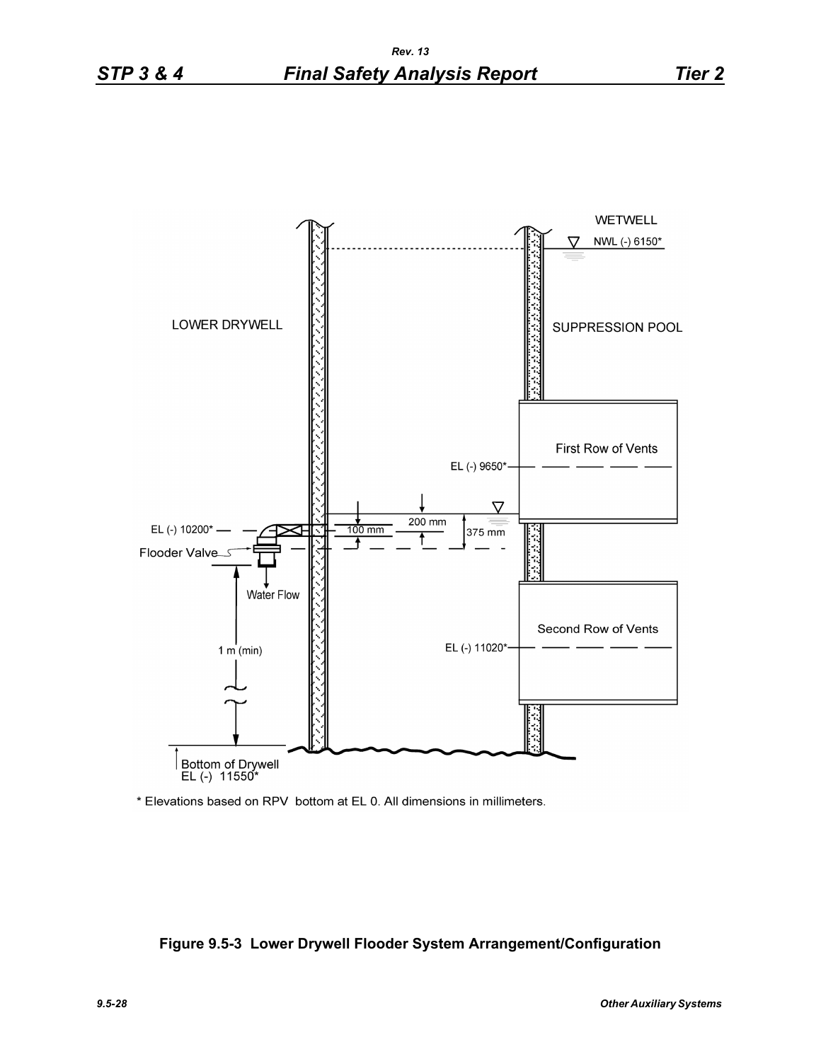WETWELL

NWL (-) 6150*

LOWER DRYWELL

SUPPRESSION POOL

First Row of Vents

EL (-) 9650*

200 mm

100 mm

375 mm

EL (-) 10200*

Flooder Valve

Water Flow

Second Row of Vents

EL (-) 11020*

1 m (min)

Bottom of Drywell
EL (-) 11550*

* Elevations based on RPV bottom at EL 0. All dimensions in millimeters.

**Figure 9.5-3 Lower Drywell Flooder System Arrangement/Configuration**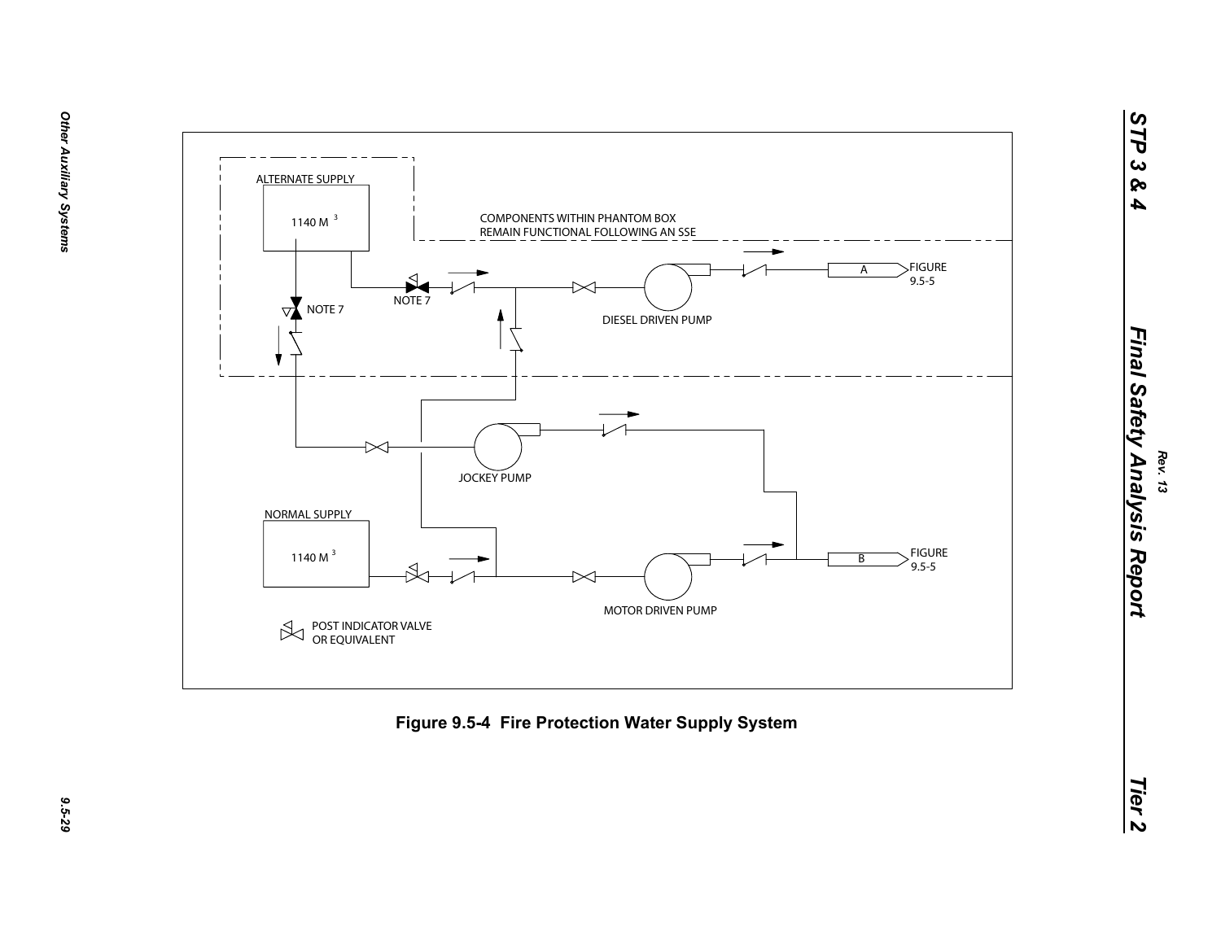ALTERNATE SUPPLY

1140 M 3

COMPONENTS WITHIN PHANTOM BOX
REMAIN FUNCTIONAL FOLLOWING AN SSE

NOTE 7

NOTE 7

DIESEL DRIVEN PUMP

A

FIGURE
9.5-5

JOCKEY PUMP

NORMAL SUPPLY

1140 M 3

MOTOR DRIVEN PUMP

B

FIGURE
9.5-5

POST INDICATOR VALVE
OR EQUIVALENT

**Figure 9.5-4 Fire Protection Water Supply System**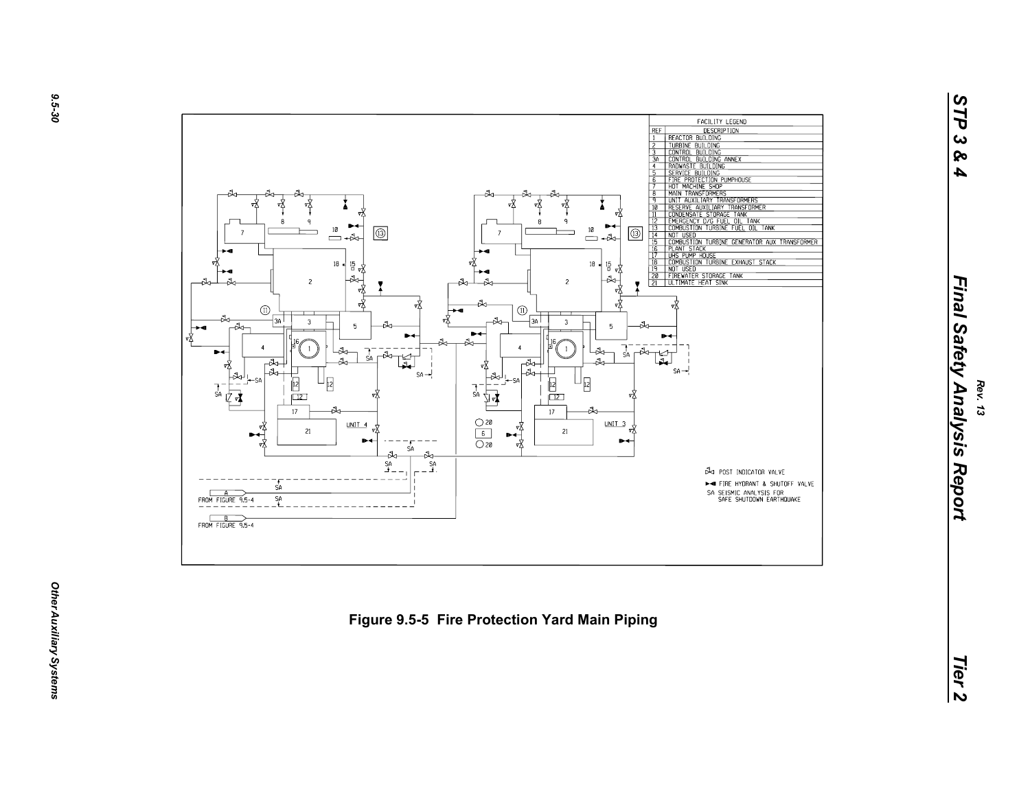FACILITY LEGEND

| REF | DESCRIPTION |
|---|---|
| 1 | REACTOR BUILDING |
| 2 | TURBINE BUILDING |
| 3 | CONTROL BUILDING |
| 3A | CONTROL BUILDING ANNEX |
| 4 | RADWASTE BUILDING |
| 5 | SERVICE BUILDING |
| 6 | FIRE PROTECTION PUMPHOUSE |
| 7 | HOT MACHINE SHOP |
| 8 | MAIN TRANSFORMERS |
| 9 | UNIT AUXILIARY TRANSFORMERS |
| 10 | RESERVE AUXILIARY TRANSFORMER |
| 11 | CONDENSATE STORAGE TANK |
| 12 | EMERGENCY D/G FUEL OIL TANK |
| 13 | COMBUSTION TURBINE FUEL OIL TANK |
| 14 | NOT USED |
| 15 | COMBUSTION TURBINE GENERATOR AUX TRANSFORMER |
| 16 | PLANT STACK |
| 17 | UHS PUMP HOUSE |
| 18 | COMBUSTION TURBINE EXHAUST STACK |
| 19 | NOT USED |
| 20 | FIREWATER STORAGE TANK |
| 21 | ULTIMATE HEAT SINK |

UNIT 4

UNIT 3

SA

FROM FIGURE 9.5-4

FROM FIGURE 9.5-4

POST INDICATOR VALVE

FIRE HYDRANT & SHUTOFF VALVE

SA SEISMIC ANALYSIS FOR SAFE SHUTDOWN EARTHQUAKE

Figure 9.5-5 Fire Protection Yard Main Piping